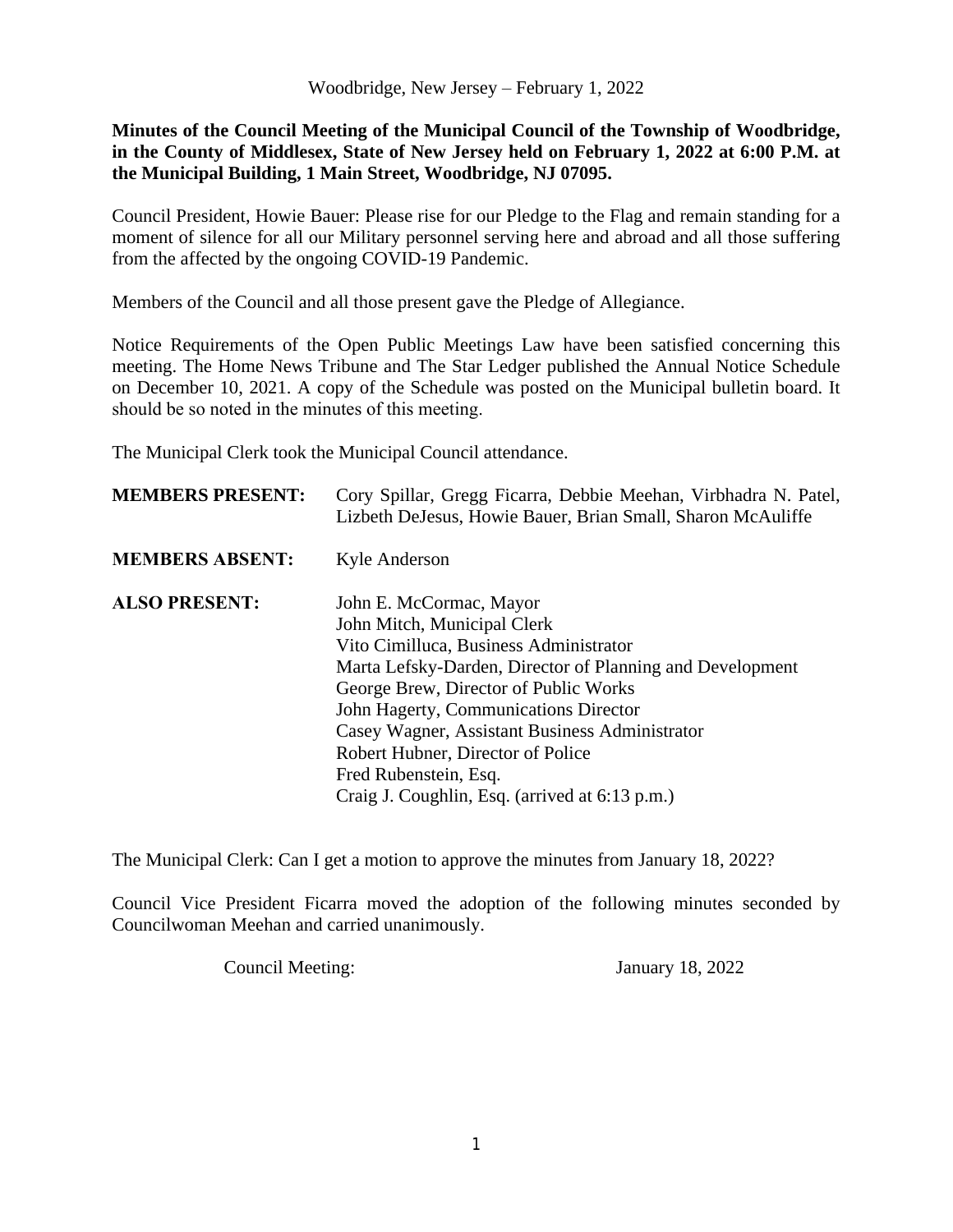Woodbridge, New Jersey – February 1, 2022

**Minutes of the Council Meeting of the Municipal Council of the Township of Woodbridge, in the County of Middlesex, State of New Jersey held on February 1, 2022 at 6:00 P.M. at the Municipal Building, 1 Main Street, Woodbridge, NJ 07095.**

Council President, Howie Bauer: Please rise for our Pledge to the Flag and remain standing for a moment of silence for all our Military personnel serving here and abroad and all those suffering from the affected by the ongoing COVID-19 Pandemic.

Members of the Council and all those present gave the Pledge of Allegiance.

Notice Requirements of the Open Public Meetings Law have been satisfied concerning this meeting. The Home News Tribune and The Star Ledger published the Annual Notice Schedule on December 10, 2021. A copy of the Schedule was posted on the Municipal bulletin board. It should be so noted in the minutes of this meeting.

The Municipal Clerk took the Municipal Council attendance.

**MEMBERS PRESENT:** Cory Spillar, Gregg Ficarra, Debbie Meehan, Virbhadra N. Patel, Lizbeth DeJesus, Howie Bauer, Brian Small, Sharon McAuliffe

**MEMBERS ABSENT:** Kyle Anderson

**ALSO PRESENT:**
John E. McCormac, Mayor
John Mitch, Municipal Clerk
Vito Cimilluca, Business Administrator
Marta Lefsky-Darden, Director of Planning and Development
George Brew, Director of Public Works
John Hagerty, Communications Director
Casey Wagner, Assistant Business Administrator
Robert Hubner, Director of Police
Fred Rubenstein, Esq.
Craig J. Coughlin, Esq. (arrived at 6:13 p.m.)

The Municipal Clerk: Can I get a motion to approve the minutes from January 18, 2022?

Council Vice President Ficarra moved the adoption of the following minutes seconded by Councilwoman Meehan and carried unanimously.

Council Meeting: January 18, 2022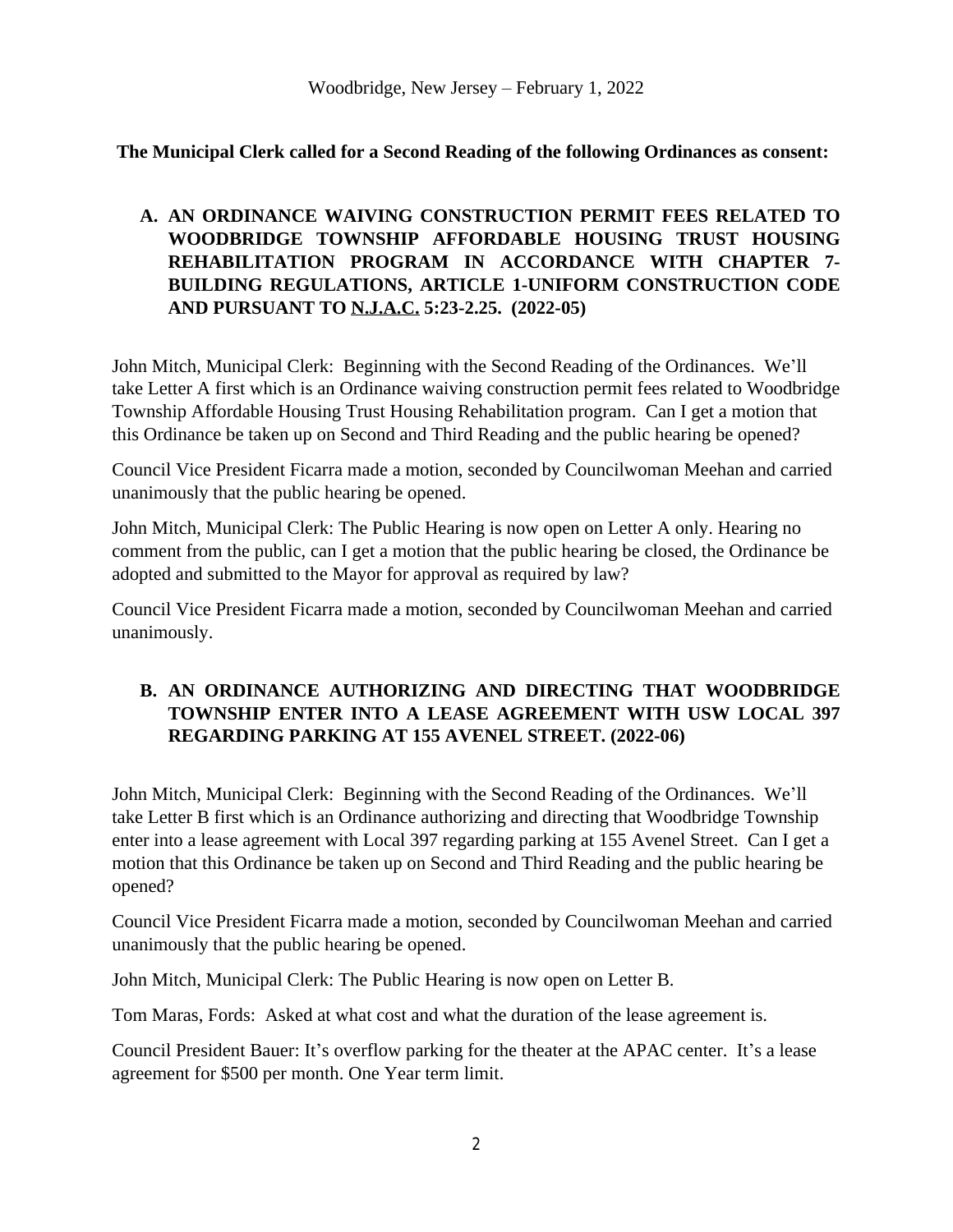Woodbridge, New Jersey – February 1, 2022

**The Municipal Clerk called for a Second Reading of the following Ordinances as consent:**

**A. AN ORDINANCE WAIVING CONSTRUCTION PERMIT FEES RELATED TO WOODBRIDGE TOWNSHIP AFFORDABLE HOUSING TRUST HOUSING REHABILITATION PROGRAM IN ACCORDANCE WITH CHAPTER 7-BUILDING REGULATIONS, ARTICLE 1-UNIFORM CONSTRUCTION CODE AND PURSUANT TO N.J.A.C. 5:23-2.25. (2022-05)**

John Mitch, Municipal Clerk: Beginning with the Second Reading of the Ordinances. We'll take Letter A first which is an Ordinance waiving construction permit fees related to Woodbridge Township Affordable Housing Trust Housing Rehabilitation program. Can I get a motion that this Ordinance be taken up on Second and Third Reading and the public hearing be opened?

Council Vice President Ficarra made a motion, seconded by Councilwoman Meehan and carried unanimously that the public hearing be opened.

John Mitch, Municipal Clerk: The Public Hearing is now open on Letter A only. Hearing no comment from the public, can I get a motion that the public hearing be closed, the Ordinance be adopted and submitted to the Mayor for approval as required by law?

Council Vice President Ficarra made a motion, seconded by Councilwoman Meehan and carried unanimously.

**B. AN ORDINANCE AUTHORIZING AND DIRECTING THAT WOODBRIDGE TOWNSHIP ENTER INTO A LEASE AGREEMENT WITH USW LOCAL 397 REGARDING PARKING AT 155 AVENEL STREET. (2022-06)**

John Mitch, Municipal Clerk: Beginning with the Second Reading of the Ordinances. We'll take Letter B first which is an Ordinance authorizing and directing that Woodbridge Township enter into a lease agreement with Local 397 regarding parking at 155 Avenel Street. Can I get a motion that this Ordinance be taken up on Second and Third Reading and the public hearing be opened?

Council Vice President Ficarra made a motion, seconded by Councilwoman Meehan and carried unanimously that the public hearing be opened.

John Mitch, Municipal Clerk: The Public Hearing is now open on Letter B.

Tom Maras, Fords: Asked at what cost and what the duration of the lease agreement is.

Council President Bauer: It's overflow parking for the theater at the APAC center. It's a lease agreement for $500 per month. One Year term limit.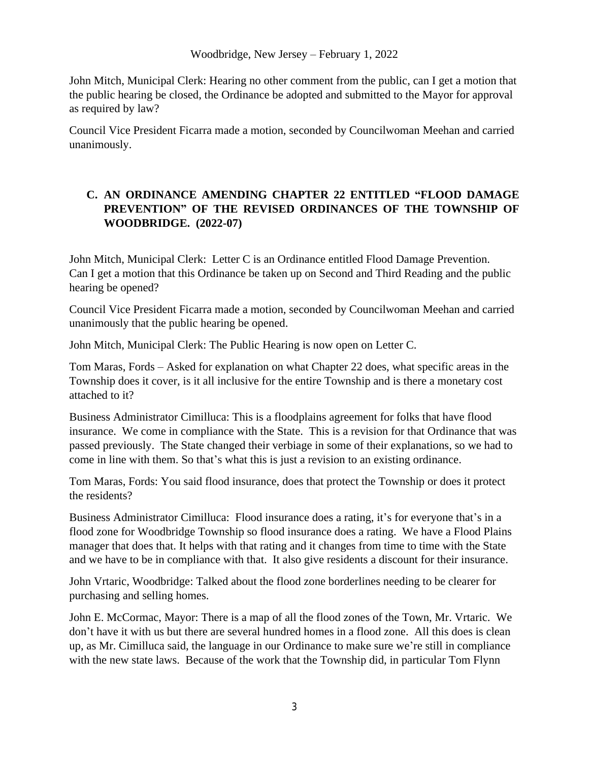John Mitch, Municipal Clerk: Hearing no other comment from the public, can I get a motion that the public hearing be closed, the Ordinance be adopted and submitted to the Mayor for approval as required by law?

Council Vice President Ficarra made a motion, seconded by Councilwoman Meehan and carried unanimously.

## C. AN ORDINANCE AMENDING CHAPTER 22 ENTITLED "FLOOD DAMAGE PREVENTION" OF THE REVISED ORDINANCES OF THE TOWNSHIP OF WOODBRIDGE. (2022-07)

John Mitch, Municipal Clerk: Letter C is an Ordinance entitled Flood Damage Prevention. Can I get a motion that this Ordinance be taken up on Second and Third Reading and the public hearing be opened?

Council Vice President Ficarra made a motion, seconded by Councilwoman Meehan and carried unanimously that the public hearing be opened.

John Mitch, Municipal Clerk: The Public Hearing is now open on Letter C.

Tom Maras, Fords – Asked for explanation on what Chapter 22 does, what specific areas in the Township does it cover, is it all inclusive for the entire Township and is there a monetary cost attached to it?

Business Administrator Cimilluca: This is a floodplains agreement for folks that have flood insurance. We come in compliance with the State. This is a revision for that Ordinance that was passed previously. The State changed their verbiage in some of their explanations, so we had to come in line with them. So that's what this is just a revision to an existing ordinance.

Tom Maras, Fords: You said flood insurance, does that protect the Township or does it protect the residents?

Business Administrator Cimilluca: Flood insurance does a rating, it's for everyone that's in a flood zone for Woodbridge Township so flood insurance does a rating. We have a Flood Plains manager that does that. It helps with that rating and it changes from time to time with the State and we have to be in compliance with that. It also give residents a discount for their insurance.

John Vrtaric, Woodbridge: Talked about the flood zone borderlines needing to be clearer for purchasing and selling homes.

John E. McCormac, Mayor: There is a map of all the flood zones of the Town, Mr. Vrtaric. We don't have it with us but there are several hundred homes in a flood zone. All this does is clean up, as Mr. Cimilluca said, the language in our Ordinance to make sure we're still in compliance with the new state laws. Because of the work that the Township did, in particular Tom Flynn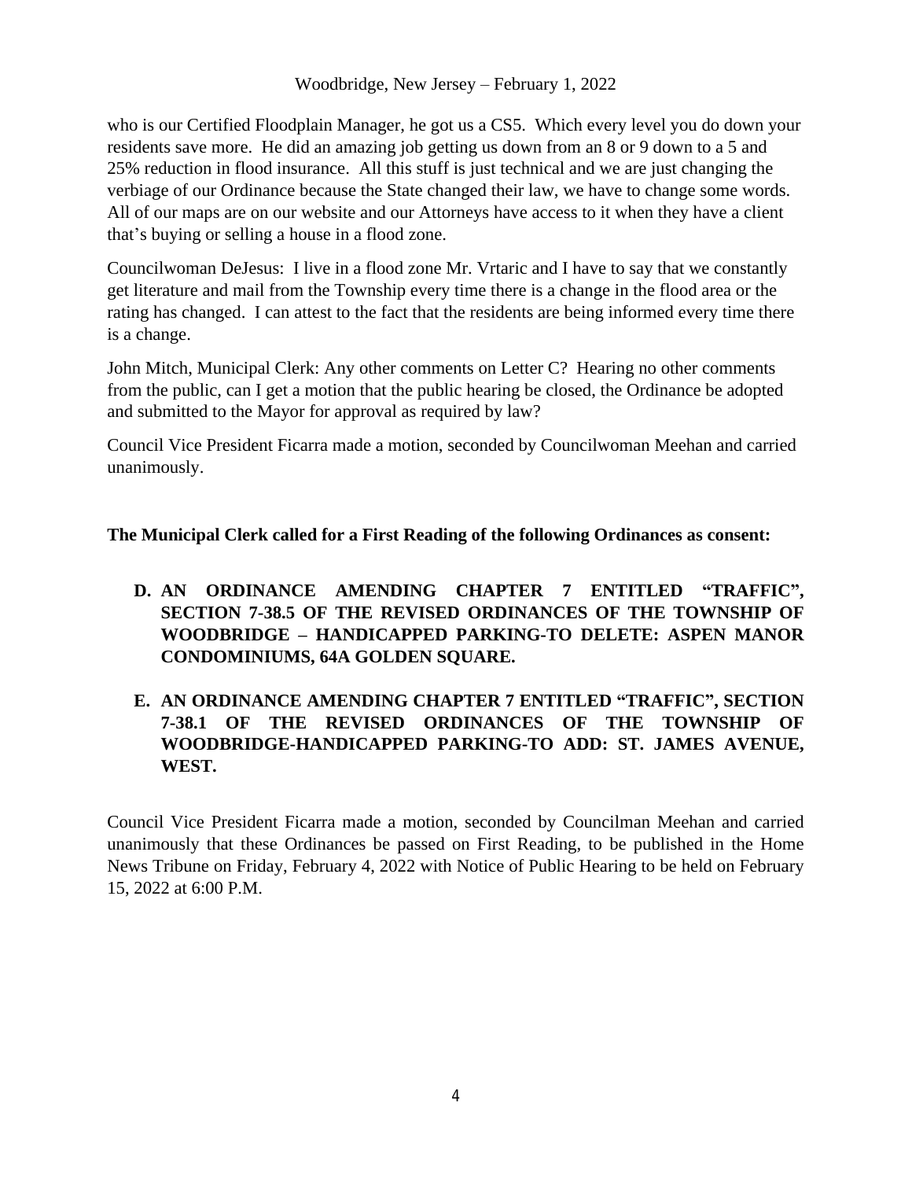who is our Certified Floodplain Manager, he got us a CS5. Which every level you do down your residents save more. He did an amazing job getting us down from an 8 or 9 down to a 5 and 25% reduction in flood insurance. All this stuff is just technical and we are just changing the verbiage of our Ordinance because the State changed their law, we have to change some words. All of our maps are on our website and our Attorneys have access to it when they have a client that's buying or selling a house in a flood zone.

Councilwoman DeJesus: I live in a flood zone Mr. Vrtaric and I have to say that we constantly get literature and mail from the Township every time there is a change in the flood area or the rating has changed. I can attest to the fact that the residents are being informed every time there is a change.

John Mitch, Municipal Clerk: Any other comments on Letter C? Hearing no other comments from the public, can I get a motion that the public hearing be closed, the Ordinance be adopted and submitted to the Mayor for approval as required by law?

Council Vice President Ficarra made a motion, seconded by Councilwoman Meehan and carried unanimously.

**The Municipal Clerk called for a First Reading of the following Ordinances as consent:**

- **D. AN ORDINANCE AMENDING CHAPTER 7 ENTITLED "TRAFFIC", SECTION 7-38.5 OF THE REVISED ORDINANCES OF THE TOWNSHIP OF WOODBRIDGE – HANDICAPPED PARKING-TO DELETE: ASPEN MANOR CONDOMINIUMS, 64A GOLDEN SQUARE.**

- **E. AN ORDINANCE AMENDING CHAPTER 7 ENTITLED "TRAFFIC", SECTION 7-38.1 OF THE REVISED ORDINANCES OF THE TOWNSHIP OF WOODBRIDGE-HANDICAPPED PARKING-TO ADD: ST. JAMES AVENUE, WEST.**

Council Vice President Ficarra made a motion, seconded by Councilman Meehan and carried unanimously that these Ordinances be passed on First Reading, to be published in the Home News Tribune on Friday, February 4, 2022 with Notice of Public Hearing to be held on February 15, 2022 at 6:00 P.M.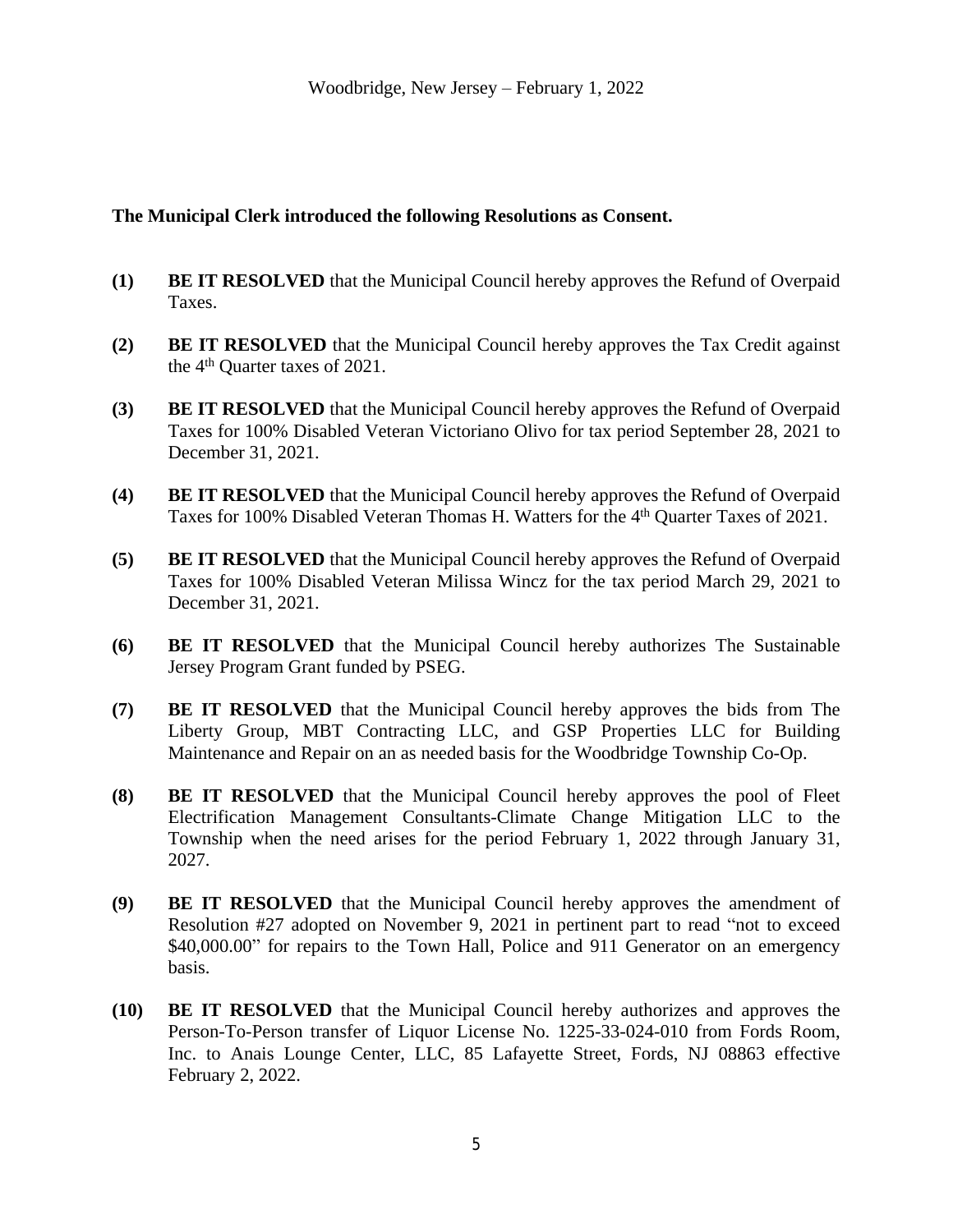Woodbridge, New Jersey – February 1, 2022

**The Municipal Clerk introduced the following Resolutions as Consent.**

**(1)** **BE IT RESOLVED** that the Municipal Council hereby approves the Refund of Overpaid Taxes.

**(2)** **BE IT RESOLVED** that the Municipal Council hereby approves the Tax Credit against the 4th Quarter taxes of 2021.

**(3)** **BE IT RESOLVED** that the Municipal Council hereby approves the Refund of Overpaid Taxes for 100% Disabled Veteran Victoriano Olivo for tax period September 28, 2021 to December 31, 2021.

**(4)** **BE IT RESOLVED** that the Municipal Council hereby approves the Refund of Overpaid Taxes for 100% Disabled Veteran Thomas H. Watters for the 4th Quarter Taxes of 2021.

**(5)** **BE IT RESOLVED** that the Municipal Council hereby approves the Refund of Overpaid Taxes for 100% Disabled Veteran Milissa Wincz for the tax period March 29, 2021 to December 31, 2021.

**(6)** **BE IT RESOLVED** that the Municipal Council hereby authorizes The Sustainable Jersey Program Grant funded by PSEG.

**(7)** **BE IT RESOLVED** that the Municipal Council hereby approves the bids from The Liberty Group, MBT Contracting LLC, and GSP Properties LLC for Building Maintenance and Repair on an as needed basis for the Woodbridge Township Co-Op.

**(8)** **BE IT RESOLVED** that the Municipal Council hereby approves the pool of Fleet Electrification Management Consultants-Climate Change Mitigation LLC to the Township when the need arises for the period February 1, 2022 through January 31, 2027.

**(9)** **BE IT RESOLVED** that the Municipal Council hereby approves the amendment of Resolution #27 adopted on November 9, 2021 in pertinent part to read "not to exceed $40,000.00" for repairs to the Town Hall, Police and 911 Generator on an emergency basis.

**(10)** **BE IT RESOLVED** that the Municipal Council hereby authorizes and approves the Person-To-Person transfer of Liquor License No. 1225-33-024-010 from Fords Room, Inc. to Anais Lounge Center, LLC, 85 Lafayette Street, Fords, NJ 08863 effective February 2, 2022.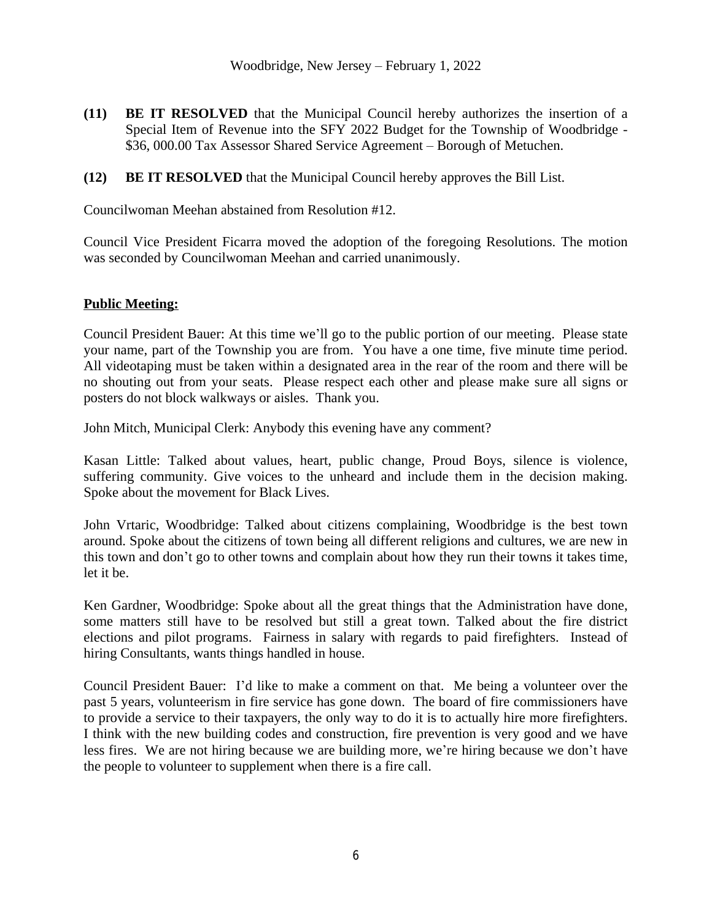**(11)** **BE IT RESOLVED** that the Municipal Council hereby authorizes the insertion of a Special Item of Revenue into the SFY 2022 Budget for the Township of Woodbridge - $36, 000.00 Tax Assessor Shared Service Agreement – Borough of Metuchen.

**(12)** **BE IT RESOLVED** that the Municipal Council hereby approves the Bill List.

Councilwoman Meehan abstained from Resolution #12.

Council Vice President Ficarra moved the adoption of the foregoing Resolutions. The motion was seconded by Councilwoman Meehan and carried unanimously.

**<u>Public Meeting:</u>**

Council President Bauer: At this time we'll go to the public portion of our meeting. Please state your name, part of the Township you are from. You have a one time, five minute time period. All videotaping must be taken within a designated area in the rear of the room and there will be no shouting out from your seats. Please respect each other and please make sure all signs or posters do not block walkways or aisles. Thank you.

John Mitch, Municipal Clerk: Anybody this evening have any comment?

Kasan Little: Talked about values, heart, public change, Proud Boys, silence is violence, suffering community. Give voices to the unheard and include them in the decision making. Spoke about the movement for Black Lives.

John Vrtaric, Woodbridge: Talked about citizens complaining, Woodbridge is the best town around. Spoke about the citizens of town being all different religions and cultures, we are new in this town and don't go to other towns and complain about how they run their towns it takes time, let it be.

Ken Gardner, Woodbridge: Spoke about all the great things that the Administration have done, some matters still have to be resolved but still a great town. Talked about the fire district elections and pilot programs. Fairness in salary with regards to paid firefighters. Instead of hiring Consultants, wants things handled in house.

Council President Bauer: I'd like to make a comment on that. Me being a volunteer over the past 5 years, volunteerism in fire service has gone down. The board of fire commissioners have to provide a service to their taxpayers, the only way to do it is to actually hire more firefighters. I think with the new building codes and construction, fire prevention is very good and we have less fires. We are not hiring because we are building more, we're hiring because we don't have the people to volunteer to supplement when there is a fire call.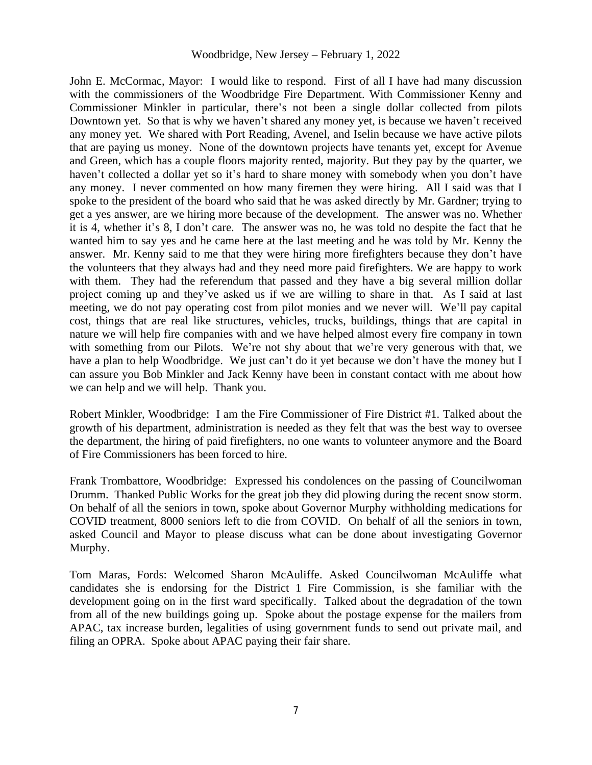John E. McCormac, Mayor: I would like to respond. First of all I have had many discussion with the commissioners of the Woodbridge Fire Department. With Commissioner Kenny and Commissioner Minkler in particular, there's not been a single dollar collected from pilots Downtown yet. So that is why we haven't shared any money yet, is because we haven't received any money yet. We shared with Port Reading, Avenel, and Iselin because we have active pilots that are paying us money. None of the downtown projects have tenants yet, except for Avenue and Green, which has a couple floors majority rented, majority. But they pay by the quarter, we haven't collected a dollar yet so it's hard to share money with somebody when you don't have any money. I never commented on how many firemen they were hiring. All I said was that I spoke to the president of the board who said that he was asked directly by Mr. Gardner; trying to get a yes answer, are we hiring more because of the development. The answer was no. Whether it is 4, whether it's 8, I don't care. The answer was no, he was told no despite the fact that he wanted him to say yes and he came here at the last meeting and he was told by Mr. Kenny the answer. Mr. Kenny said to me that they were hiring more firefighters because they don't have the volunteers that they always had and they need more paid firefighters. We are happy to work with them. They had the referendum that passed and they have a big several million dollar project coming up and they've asked us if we are willing to share in that. As I said at last meeting, we do not pay operating cost from pilot monies and we never will. We'll pay capital cost, things that are real like structures, vehicles, trucks, buildings, things that are capital in nature we will help fire companies with and we have helped almost every fire company in town with something from our Pilots. We're not shy about that we're very generous with that, we have a plan to help Woodbridge. We just can't do it yet because we don't have the money but I can assure you Bob Minkler and Jack Kenny have been in constant contact with me about how we can help and we will help. Thank you.

Robert Minkler, Woodbridge: I am the Fire Commissioner of Fire District #1. Talked about the growth of his department, administration is needed as they felt that was the best way to oversee the department, the hiring of paid firefighters, no one wants to volunteer anymore and the Board of Fire Commissioners has been forced to hire.

Frank Trombattore, Woodbridge: Expressed his condolences on the passing of Councilwoman Drumm. Thanked Public Works for the great job they did plowing during the recent snow storm. On behalf of all the seniors in town, spoke about Governor Murphy withholding medications for COVID treatment, 8000 seniors left to die from COVID. On behalf of all the seniors in town, asked Council and Mayor to please discuss what can be done about investigating Governor Murphy.

Tom Maras, Fords: Welcomed Sharon McAuliffe. Asked Councilwoman McAuliffe what candidates she is endorsing for the District 1 Fire Commission, is she familiar with the development going on in the first ward specifically. Talked about the degradation of the town from all of the new buildings going up. Spoke about the postage expense for the mailers from APAC, tax increase burden, legalities of using government funds to send out private mail, and filing an OPRA. Spoke about APAC paying their fair share.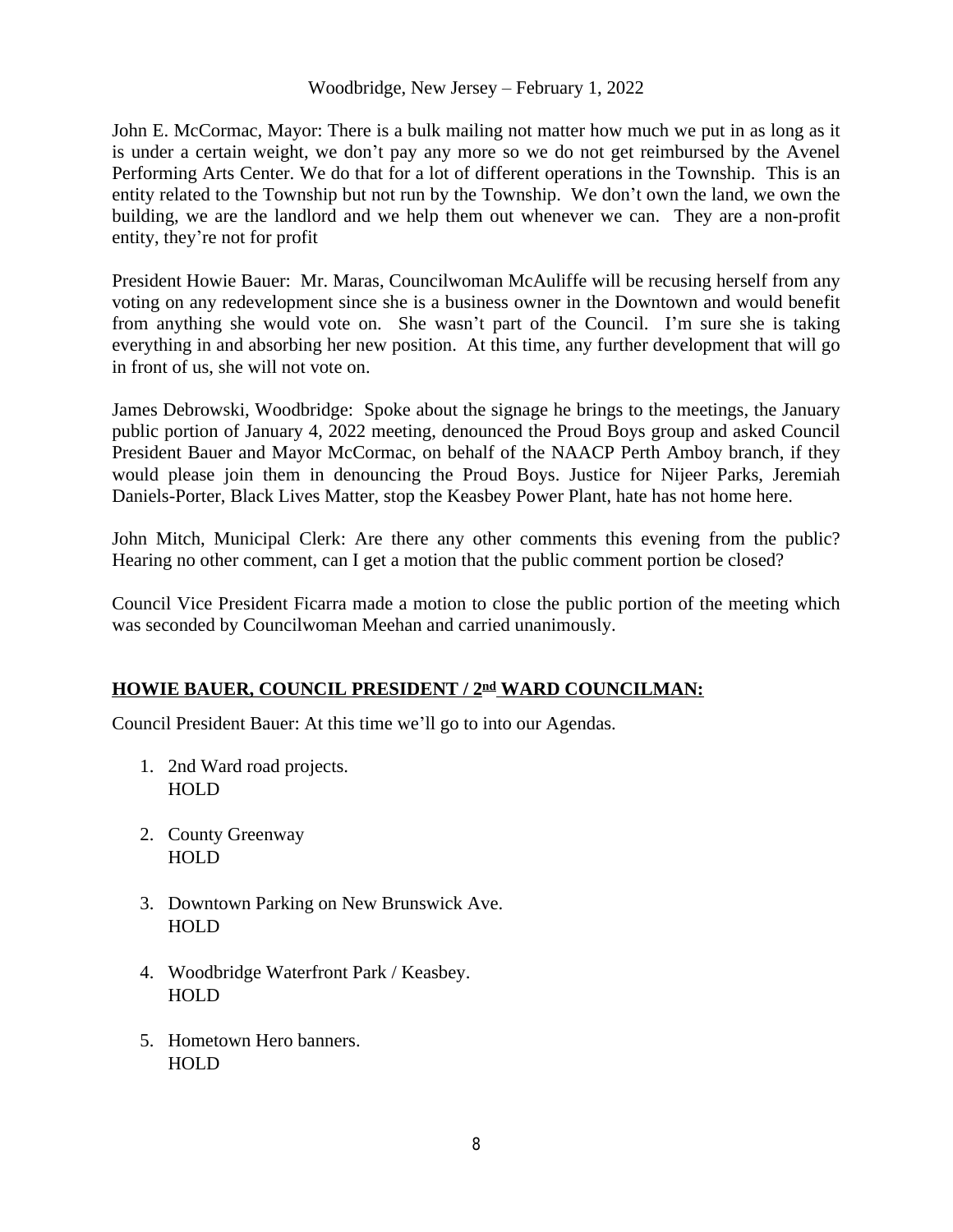John E. McCormac, Mayor: There is a bulk mailing not matter how much we put in as long as it is under a certain weight, we don't pay any more so we do not get reimbursed by the Avenel Performing Arts Center. We do that for a lot of different operations in the Township. This is an entity related to the Township but not run by the Township. We don't own the land, we own the building, we are the landlord and we help them out whenever we can. They are a non-profit entity, they're not for profit

President Howie Bauer: Mr. Maras, Councilwoman McAuliffe will be recusing herself from any voting on any redevelopment since she is a business owner in the Downtown and would benefit from anything she would vote on. She wasn't part of the Council. I'm sure she is taking everything in and absorbing her new position. At this time, any further development that will go in front of us, she will not vote on.

James Debrowski, Woodbridge: Spoke about the signage he brings to the meetings, the January public portion of January 4, 2022 meeting, denounced the Proud Boys group and asked Council President Bauer and Mayor McCormac, on behalf of the NAACP Perth Amboy branch, if they would please join them in denouncing the Proud Boys. Justice for Nijeer Parks, Jeremiah Daniels-Porter, Black Lives Matter, stop the Keasbey Power Plant, hate has not home here.

John Mitch, Municipal Clerk: Are there any other comments this evening from the public? Hearing no other comment, can I get a motion that the public comment portion be closed?

Council Vice President Ficarra made a motion to close the public portion of the meeting which was seconded by Councilwoman Meehan and carried unanimously.

## HOWIE BAUER, COUNCIL PRESIDENT / 2nd WARD COUNCILMAN:

Council President Bauer: At this time we'll go to into our Agendas.

1. 2nd Ward road projects.
   HOLD

2. County Greenway
   HOLD

3. Downtown Parking on New Brunswick Ave.
   HOLD

4. Woodbridge Waterfront Park / Keasbey.
   HOLD

5. Hometown Hero banners.
   HOLD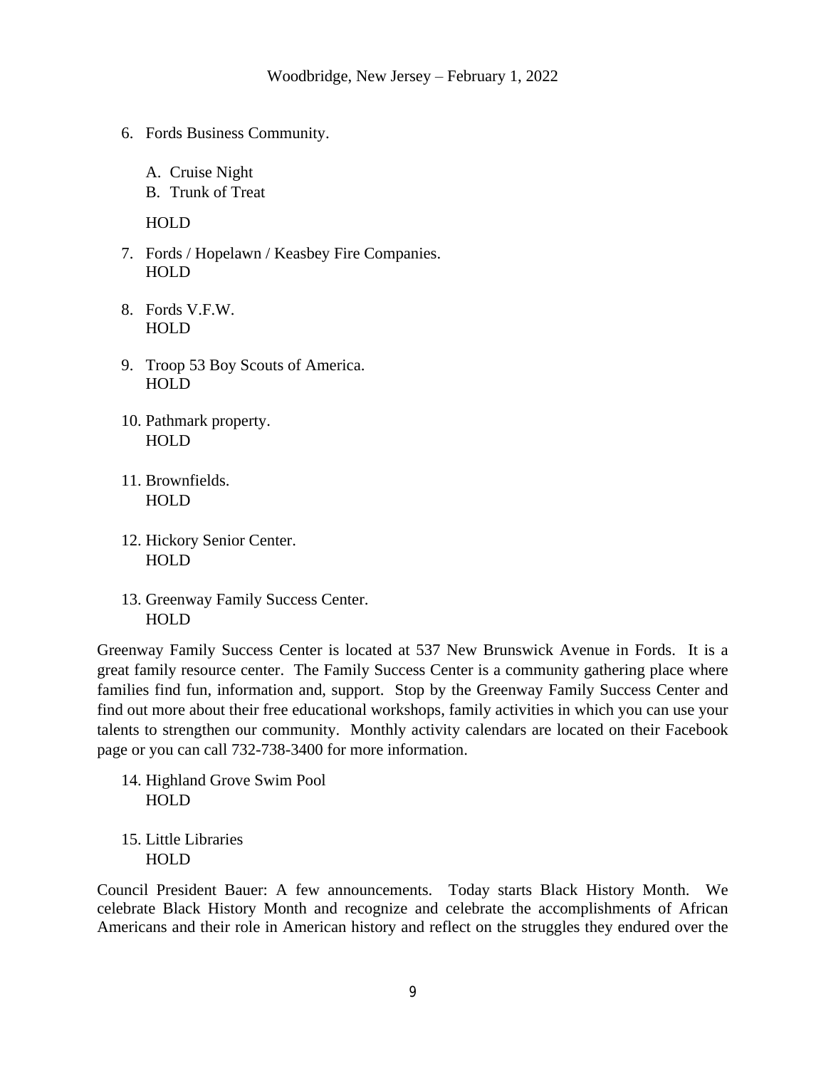6. Fords Business Community.

   A. Cruise Night
   B. Trunk of Treat

   HOLD

7. Fords / Hopelawn / Keasbey Fire Companies.
   HOLD

8. Fords V.F.W.
   HOLD

9. Troop 53 Boy Scouts of America.
   HOLD

10. Pathmark property.
    HOLD

11. Brownfields.
    HOLD

12. Hickory Senior Center.
    HOLD

13. Greenway Family Success Center.
    HOLD

Greenway Family Success Center is located at 537 New Brunswick Avenue in Fords. It is a great family resource center. The Family Success Center is a community gathering place where families find fun, information and, support. Stop by the Greenway Family Success Center and find out more about their free educational workshops, family activities in which you can use your talents to strengthen our community. Monthly activity calendars are located on their Facebook page or you can call 732-738-3400 for more information.

14. Highland Grove Swim Pool
    HOLD

15. Little Libraries
    HOLD

Council President Bauer: A few announcements. Today starts Black History Month. We celebrate Black History Month and recognize and celebrate the accomplishments of African Americans and their role in American history and reflect on the struggles they endured over the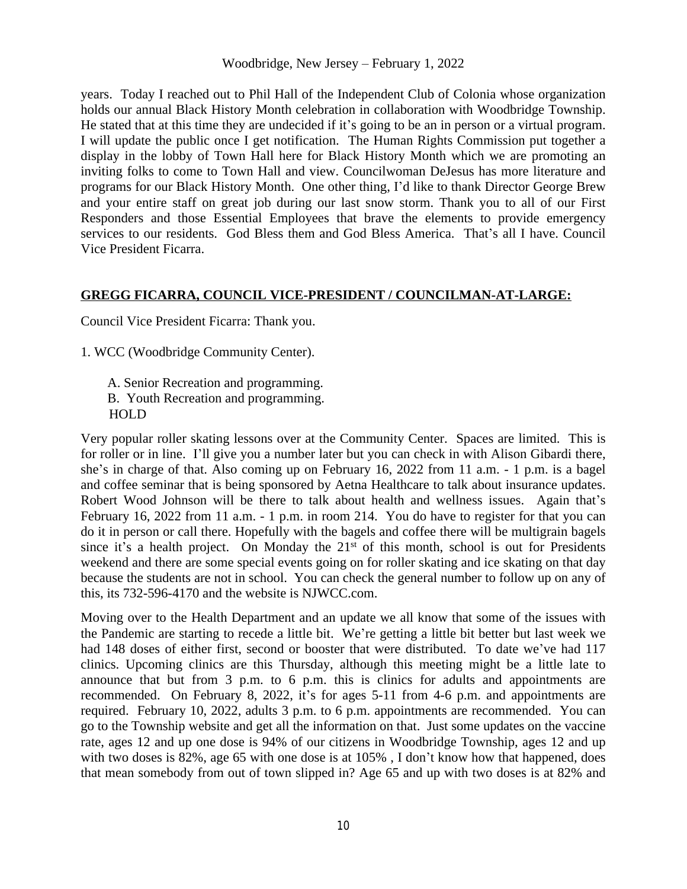years. Today I reached out to Phil Hall of the Independent Club of Colonia whose organization holds our annual Black History Month celebration in collaboration with Woodbridge Township. He stated that at this time they are undecided if it's going to be an in person or a virtual program. I will update the public once I get notification. The Human Rights Commission put together a display in the lobby of Town Hall here for Black History Month which we are promoting an inviting folks to come to Town Hall and view. Councilwoman DeJesus has more literature and programs for our Black History Month. One other thing, I'd like to thank Director George Brew and your entire staff on great job during our last snow storm. Thank you to all of our First Responders and those Essential Employees that brave the elements to provide emergency services to our residents. God Bless them and God Bless America. That's all I have. Council Vice President Ficarra.

**GREGG FICARRA, COUNCIL VICE-PRESIDENT / COUNCILMAN-AT-LARGE:**

Council Vice President Ficarra: Thank you.

1. WCC (Woodbridge Community Center).

   A. Senior Recreation and programming.
   B. Youth Recreation and programming.
   HOLD

Very popular roller skating lessons over at the Community Center. Spaces are limited. This is for roller or in line. I'll give you a number later but you can check in with Alison Gibardi there, she's in charge of that. Also coming up on February 16, 2022 from 11 a.m. - 1 p.m. is a bagel and coffee seminar that is being sponsored by Aetna Healthcare to talk about insurance updates. Robert Wood Johnson will be there to talk about health and wellness issues. Again that's February 16, 2022 from 11 a.m. - 1 p.m. in room 214. You do have to register for that you can do it in person or call there. Hopefully with the bagels and coffee there will be multigrain bagels since it's a health project. On Monday the 21st of this month, school is out for Presidents weekend and there are some special events going on for roller skating and ice skating on that day because the students are not in school. You can check the general number to follow up on any of this, its 732-596-4170 and the website is NJWCC.com.

Moving over to the Health Department and an update we all know that some of the issues with the Pandemic are starting to recede a little bit. We're getting a little bit better but last week we had 148 doses of either first, second or booster that were distributed. To date we've had 117 clinics. Upcoming clinics are this Thursday, although this meeting might be a little late to announce that but from 3 p.m. to 6 p.m. this is clinics for adults and appointments are recommended. On February 8, 2022, it's for ages 5-11 from 4-6 p.m. and appointments are required. February 10, 2022, adults 3 p.m. to 6 p.m. appointments are recommended. You can go to the Township website and get all the information on that. Just some updates on the vaccine rate, ages 12 and up one dose is 94% of our citizens in Woodbridge Township, ages 12 and up with two doses is 82%, age 65 with one dose is at 105% , I don't know how that happened, does that mean somebody from out of town slipped in? Age 65 and up with two doses is at 82% and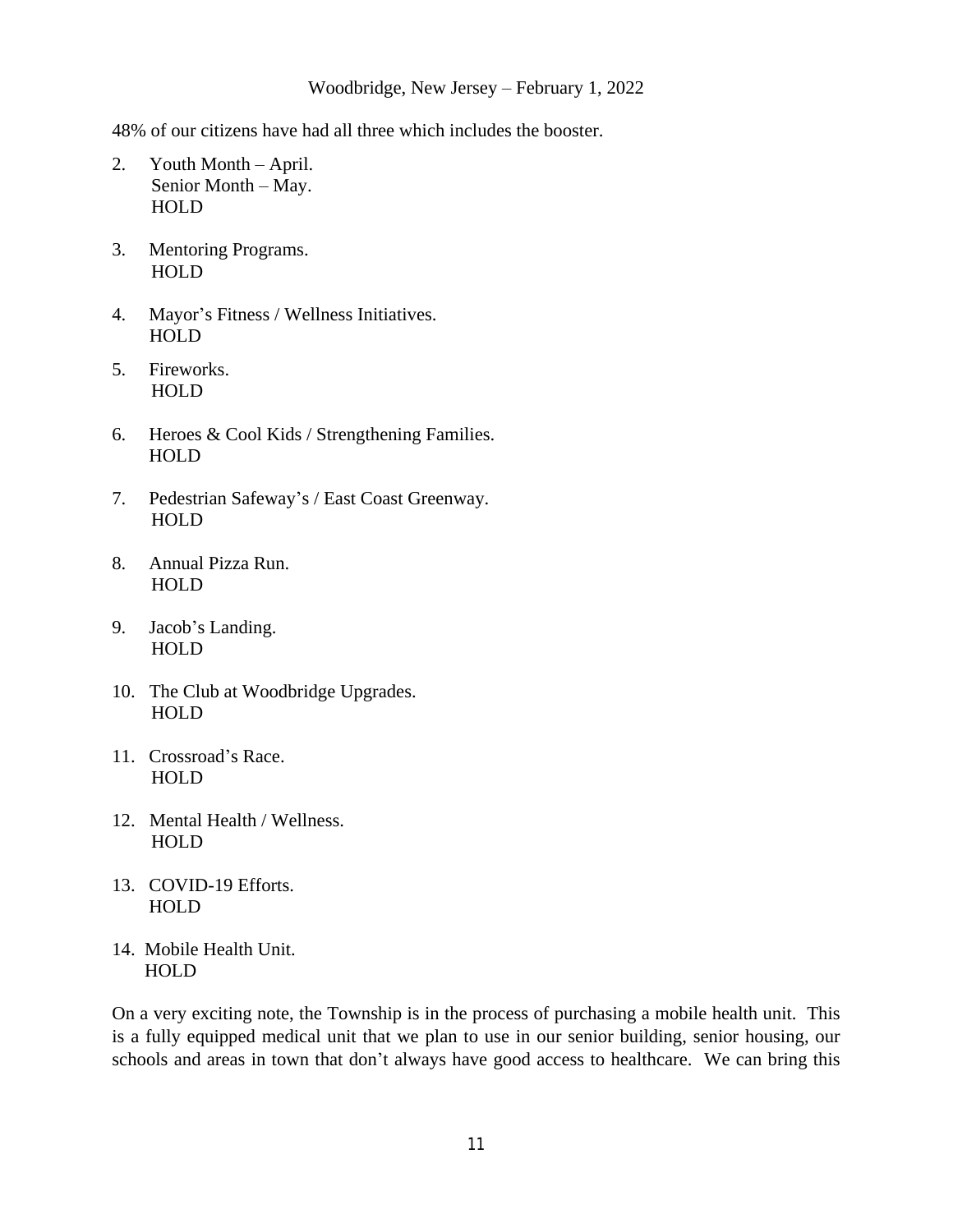48% of our citizens have had all three which includes the booster.

2. Youth Month – April.
   Senior Month – May.
   HOLD

3. Mentoring Programs.
   HOLD

4. Mayor's Fitness / Wellness Initiatives.
   HOLD

5. Fireworks.
   HOLD

6. Heroes & Cool Kids / Strengthening Families.
   HOLD

7. Pedestrian Safeway's / East Coast Greenway.
   HOLD

8. Annual Pizza Run.
   HOLD

9. Jacob's Landing.
   HOLD

10. The Club at Woodbridge Upgrades.
    HOLD

11. Crossroad's Race.
    HOLD

12. Mental Health / Wellness.
    HOLD

13. COVID-19 Efforts.
    HOLD

14. Mobile Health Unit.
    HOLD

On a very exciting note, the Township is in the process of purchasing a mobile health unit. This is a fully equipped medical unit that we plan to use in our senior building, senior housing, our schools and areas in town that don't always have good access to healthcare. We can bring this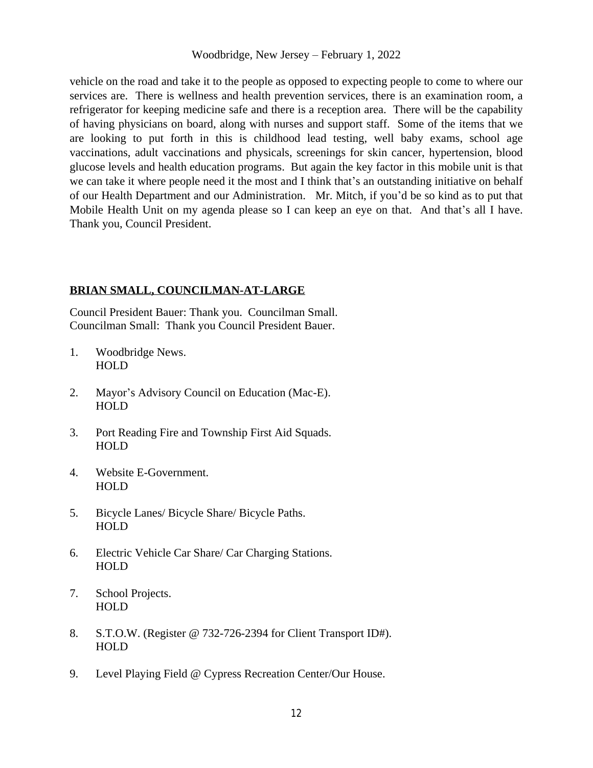vehicle on the road and take it to the people as opposed to expecting people to come to where our services are. There is wellness and health prevention services, there is an examination room, a refrigerator for keeping medicine safe and there is a reception area. There will be the capability of having physicians on board, along with nurses and support staff. Some of the items that we are looking to put forth in this is childhood lead testing, well baby exams, school age vaccinations, adult vaccinations and physicals, screenings for skin cancer, hypertension, blood glucose levels and health education programs. But again the key factor in this mobile unit is that we can take it where people need it the most and I think that's an outstanding initiative on behalf of our Health Department and our Administration. Mr. Mitch, if you'd be so kind as to put that Mobile Health Unit on my agenda please so I can keep an eye on that. And that's all I have. Thank you, Council President.

## BRIAN SMALL, COUNCILMAN-AT-LARGE

Council President Bauer: Thank you. Councilman Small.
Councilman Small: Thank you Council President Bauer.

1. Woodbridge News.
   HOLD

2. Mayor's Advisory Council on Education (Mac-E).
   HOLD

3. Port Reading Fire and Township First Aid Squads.
   HOLD

4. Website E-Government.
   HOLD

5. Bicycle Lanes/ Bicycle Share/ Bicycle Paths.
   HOLD

6. Electric Vehicle Car Share/ Car Charging Stations.
   HOLD

7. School Projects.
   HOLD

8. S.T.O.W. (Register @ 732-726-2394 for Client Transport ID#).
   HOLD

9. Level Playing Field @ Cypress Recreation Center/Our House.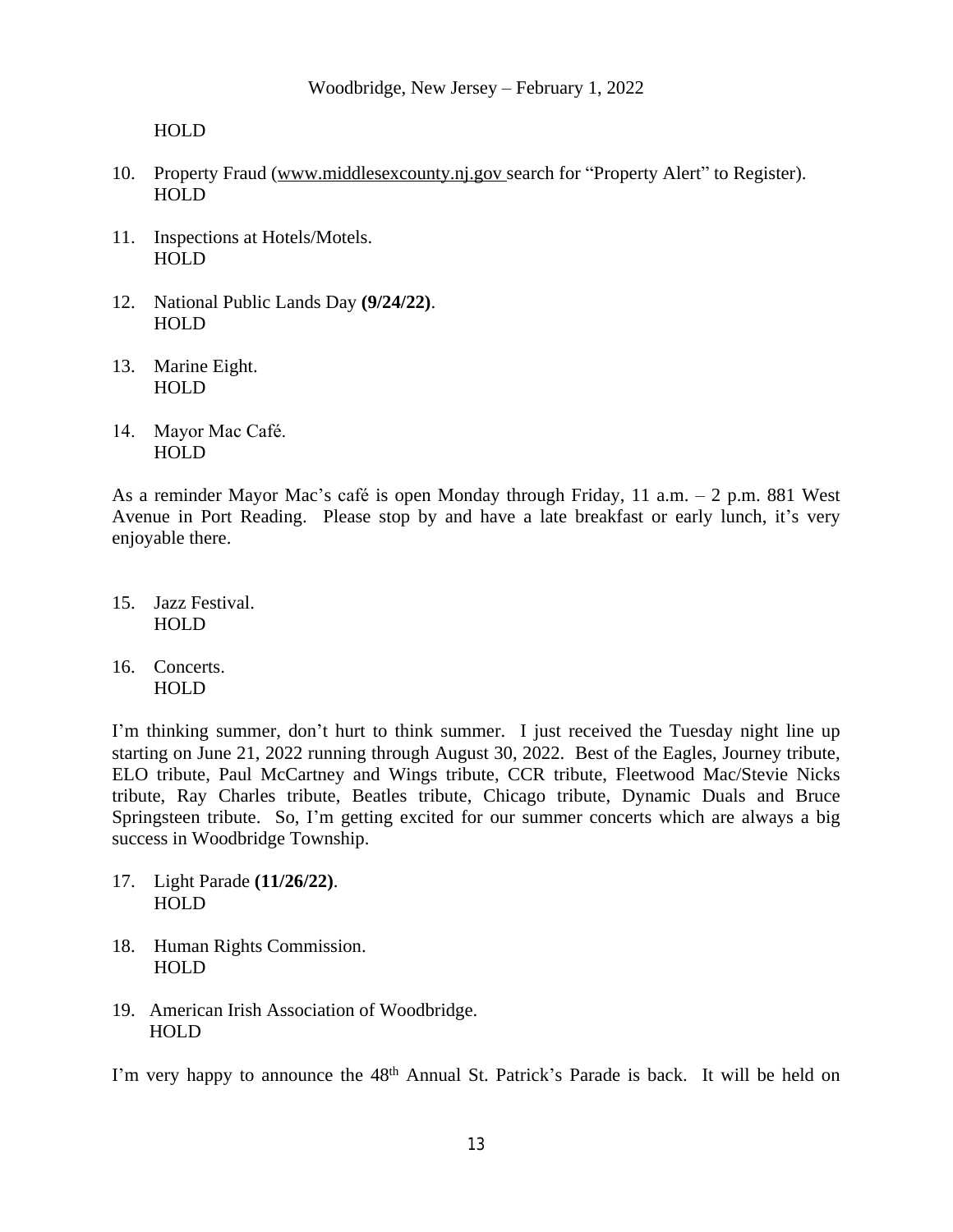HOLD

10. Property Fraud (www.middlesexcounty.nj.gov search for "Property Alert" to Register).
    HOLD

11. Inspections at Hotels/Motels.
    HOLD

12. National Public Lands Day **(9/24/22)**.
    HOLD

13. Marine Eight.
    HOLD

14. Mayor Mac Café.
    HOLD

As a reminder Mayor Mac's café is open Monday through Friday, 11 a.m. – 2 p.m. 881 West Avenue in Port Reading. Please stop by and have a late breakfast or early lunch, it's very enjoyable there.

15. Jazz Festival.
    HOLD

16. Concerts.
    HOLD

I'm thinking summer, don't hurt to think summer. I just received the Tuesday night line up starting on June 21, 2022 running through August 30, 2022. Best of the Eagles, Journey tribute, ELO tribute, Paul McCartney and Wings tribute, CCR tribute, Fleetwood Mac/Stevie Nicks tribute, Ray Charles tribute, Beatles tribute, Chicago tribute, Dynamic Duals and Bruce Springsteen tribute. So, I'm getting excited for our summer concerts which are always a big success in Woodbridge Township.

17. Light Parade **(11/26/22)**.
    HOLD

18. Human Rights Commission.
    HOLD

19. American Irish Association of Woodbridge.
    HOLD

I'm very happy to announce the 48th Annual St. Patrick's Parade is back. It will be held on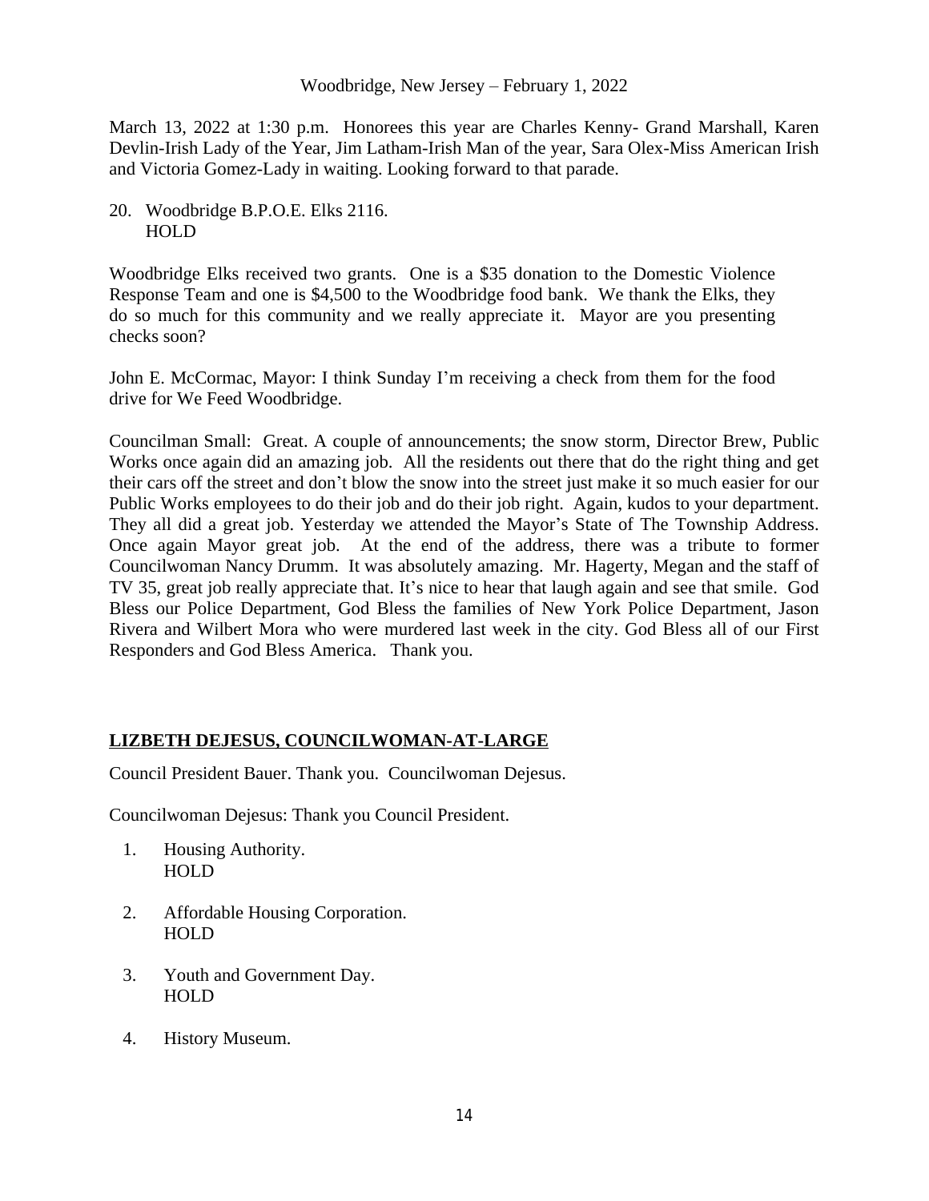March 13, 2022 at 1:30 p.m. Honorees this year are Charles Kenny- Grand Marshall, Karen Devlin-Irish Lady of the Year, Jim Latham-Irish Man of the year, Sara Olex-Miss American Irish and Victoria Gomez-Lady in waiting. Looking forward to that parade.

20. Woodbridge B.P.O.E. Elks 2116.
    HOLD

Woodbridge Elks received two grants. One is a $35 donation to the Domestic Violence Response Team and one is $4,500 to the Woodbridge food bank. We thank the Elks, they do so much for this community and we really appreciate it. Mayor are you presenting checks soon?

John E. McCormac, Mayor: I think Sunday I'm receiving a check from them for the food drive for We Feed Woodbridge.

Councilman Small: Great. A couple of announcements; the snow storm, Director Brew, Public Works once again did an amazing job. All the residents out there that do the right thing and get their cars off the street and don't blow the snow into the street just make it so much easier for our Public Works employees to do their job and do their job right. Again, kudos to your department. They all did a great job. Yesterday we attended the Mayor's State of The Township Address. Once again Mayor great job. At the end of the address, there was a tribute to former Councilwoman Nancy Drumm. It was absolutely amazing. Mr. Hagerty, Megan and the staff of TV 35, great job really appreciate that. It's nice to hear that laugh again and see that smile. God Bless our Police Department, God Bless the families of New York Police Department, Jason Rivera and Wilbert Mora who were murdered last week in the city. God Bless all of our First Responders and God Bless America. Thank you.

## LIZBETH DEJESUS, COUNCILWOMAN-AT-LARGE

Council President Bauer. Thank you. Councilwoman Dejesus.

Councilwoman Dejesus: Thank you Council President.

1. Housing Authority.
   HOLD

2. Affordable Housing Corporation.
   HOLD

3. Youth and Government Day.
   HOLD

4. History Museum.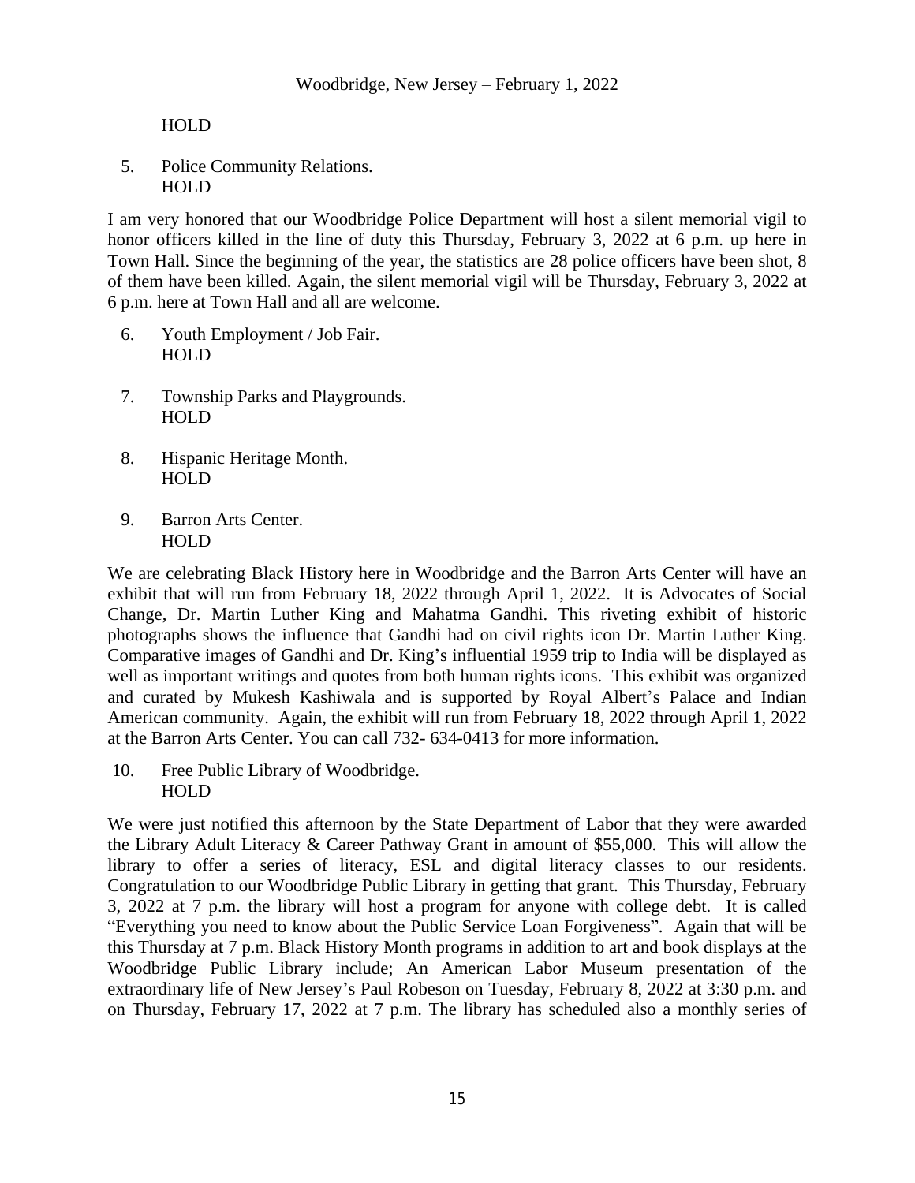HOLD

5. Police Community Relations.
   HOLD

I am very honored that our Woodbridge Police Department will host a silent memorial vigil to honor officers killed in the line of duty this Thursday, February 3, 2022 at 6 p.m. up here in Town Hall. Since the beginning of the year, the statistics are 28 police officers have been shot, 8 of them have been killed. Again, the silent memorial vigil will be Thursday, February 3, 2022 at 6 p.m. here at Town Hall and all are welcome.

6. Youth Employment / Job Fair.
   HOLD

7. Township Parks and Playgrounds.
   HOLD

8. Hispanic Heritage Month.
   HOLD

9. Barron Arts Center.
   HOLD

We are celebrating Black History here in Woodbridge and the Barron Arts Center will have an exhibit that will run from February 18, 2022 through April 1, 2022. It is Advocates of Social Change, Dr. Martin Luther King and Mahatma Gandhi. This riveting exhibit of historic photographs shows the influence that Gandhi had on civil rights icon Dr. Martin Luther King. Comparative images of Gandhi and Dr. King's influential 1959 trip to India will be displayed as well as important writings and quotes from both human rights icons. This exhibit was organized and curated by Mukesh Kashiwala and is supported by Royal Albert's Palace and Indian American community. Again, the exhibit will run from February 18, 2022 through April 1, 2022 at the Barron Arts Center. You can call 732- 634-0413 for more information.

10. Free Public Library of Woodbridge.
    HOLD

We were just notified this afternoon by the State Department of Labor that they were awarded the Library Adult Literacy & Career Pathway Grant in amount of $55,000. This will allow the library to offer a series of literacy, ESL and digital literacy classes to our residents. Congratulation to our Woodbridge Public Library in getting that grant. This Thursday, February 3, 2022 at 7 p.m. the library will host a program for anyone with college debt. It is called "Everything you need to know about the Public Service Loan Forgiveness". Again that will be this Thursday at 7 p.m. Black History Month programs in addition to art and book displays at the Woodbridge Public Library include; An American Labor Museum presentation of the extraordinary life of New Jersey's Paul Robeson on Tuesday, February 8, 2022 at 3:30 p.m. and on Thursday, February 17, 2022 at 7 p.m. The library has scheduled also a monthly series of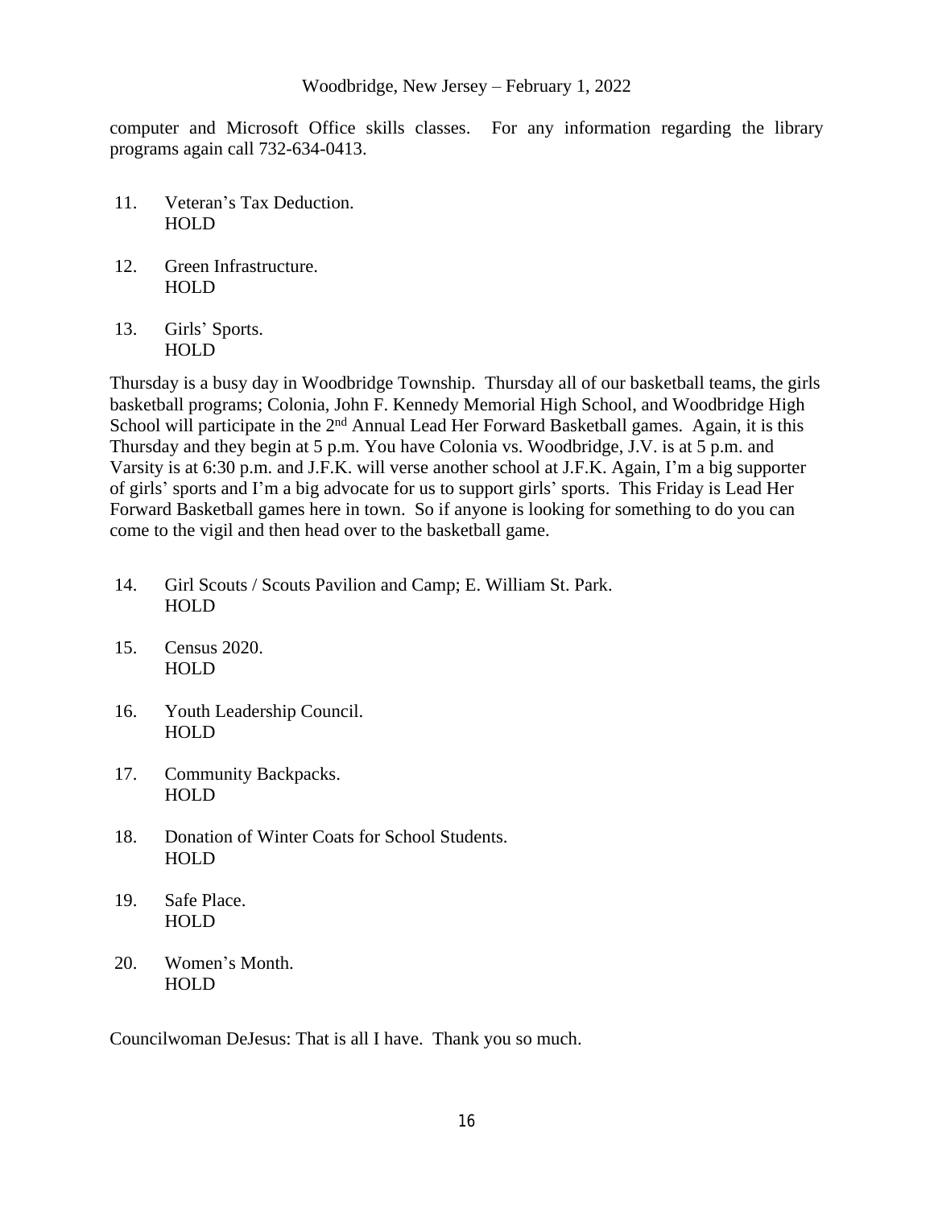computer and Microsoft Office skills classes. For any information regarding the library programs again call 732-634-0413.

11. Veteran's Tax Deduction.
HOLD

12. Green Infrastructure.
HOLD

13. Girls' Sports.
HOLD

Thursday is a busy day in Woodbridge Township. Thursday all of our basketball teams, the girls basketball programs; Colonia, John F. Kennedy Memorial High School, and Woodbridge High School will participate in the 2nd Annual Lead Her Forward Basketball games. Again, it is this Thursday and they begin at 5 p.m. You have Colonia vs. Woodbridge, J.V. is at 5 p.m. and Varsity is at 6:30 p.m. and J.F.K. will verse another school at J.F.K. Again, I'm a big supporter of girls' sports and I'm a big advocate for us to support girls' sports. This Friday is Lead Her Forward Basketball games here in town. So if anyone is looking for something to do you can come to the vigil and then head over to the basketball game.

14. Girl Scouts / Scouts Pavilion and Camp; E. William St. Park.
HOLD

15. Census 2020.
HOLD

16. Youth Leadership Council.
HOLD

17. Community Backpacks.
HOLD

18. Donation of Winter Coats for School Students.
HOLD

19. Safe Place.
HOLD

20. Women's Month.
HOLD

Councilwoman DeJesus: That is all I have. Thank you so much.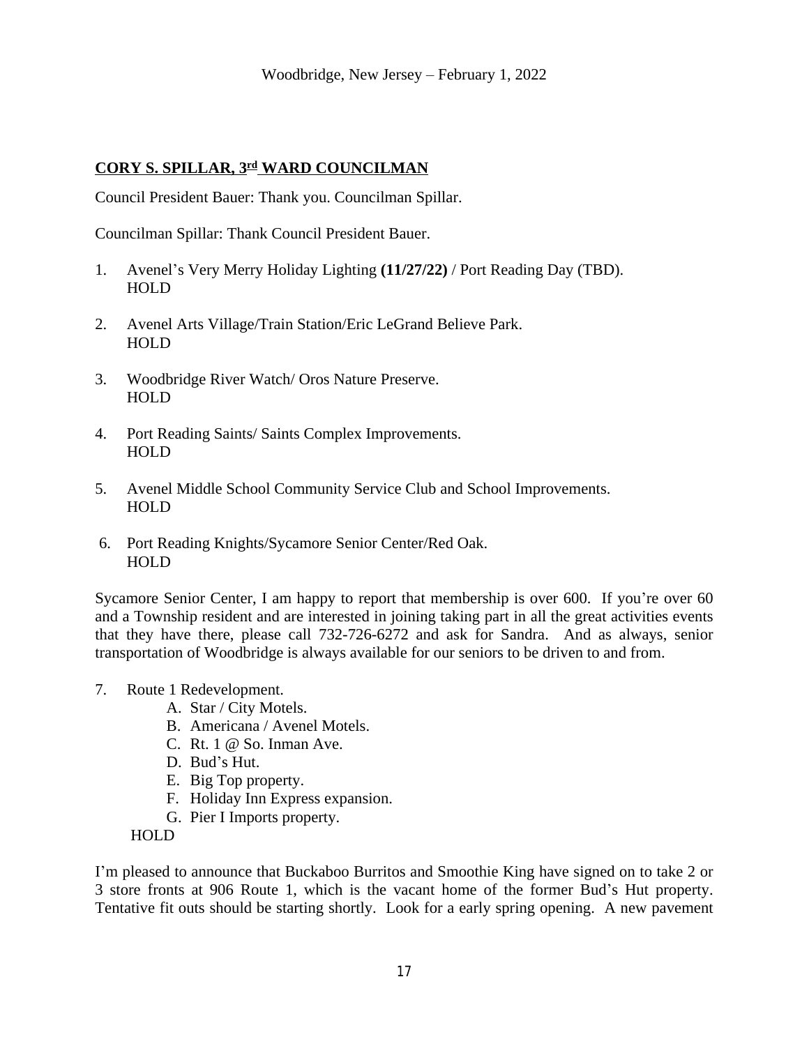## CORY S. SPILLAR, 3rd WARD COUNCILMAN

Council President Bauer: Thank you. Councilman Spillar.

Councilman Spillar: Thank Council President Bauer.

1. Avenel's Very Merry Holiday Lighting **(11/27/22)** / Port Reading Day (TBD).
   HOLD

2. Avenel Arts Village/Train Station/Eric LeGrand Believe Park.
   HOLD

3. Woodbridge River Watch/ Oros Nature Preserve.
   HOLD

4. Port Reading Saints/ Saints Complex Improvements.
   HOLD

5. Avenel Middle School Community Service Club and School Improvements.
   HOLD

6. Port Reading Knights/Sycamore Senior Center/Red Oak.
   HOLD

Sycamore Senior Center, I am happy to report that membership is over 600. If you're over 60 and a Township resident and are interested in joining taking part in all the great activities events that they have there, please call 732-726-6272 and ask for Sandra. And as always, senior transportation of Woodbridge is always available for our seniors to be driven to and from.

7. Route 1 Redevelopment.
   - A. Star / City Motels.
   - B. Americana / Avenel Motels.
   - C. Rt. 1 @ So. Inman Ave.
   - D. Bud's Hut.
   - E. Big Top property.
   - F. Holiday Inn Express expansion.
   - G. Pier I Imports property.

   HOLD

I'm pleased to announce that Buckaboo Burritos and Smoothie King have signed on to take 2 or 3 store fronts at 906 Route 1, which is the vacant home of the former Bud's Hut property. Tentative fit outs should be starting shortly. Look for a early spring opening. A new pavement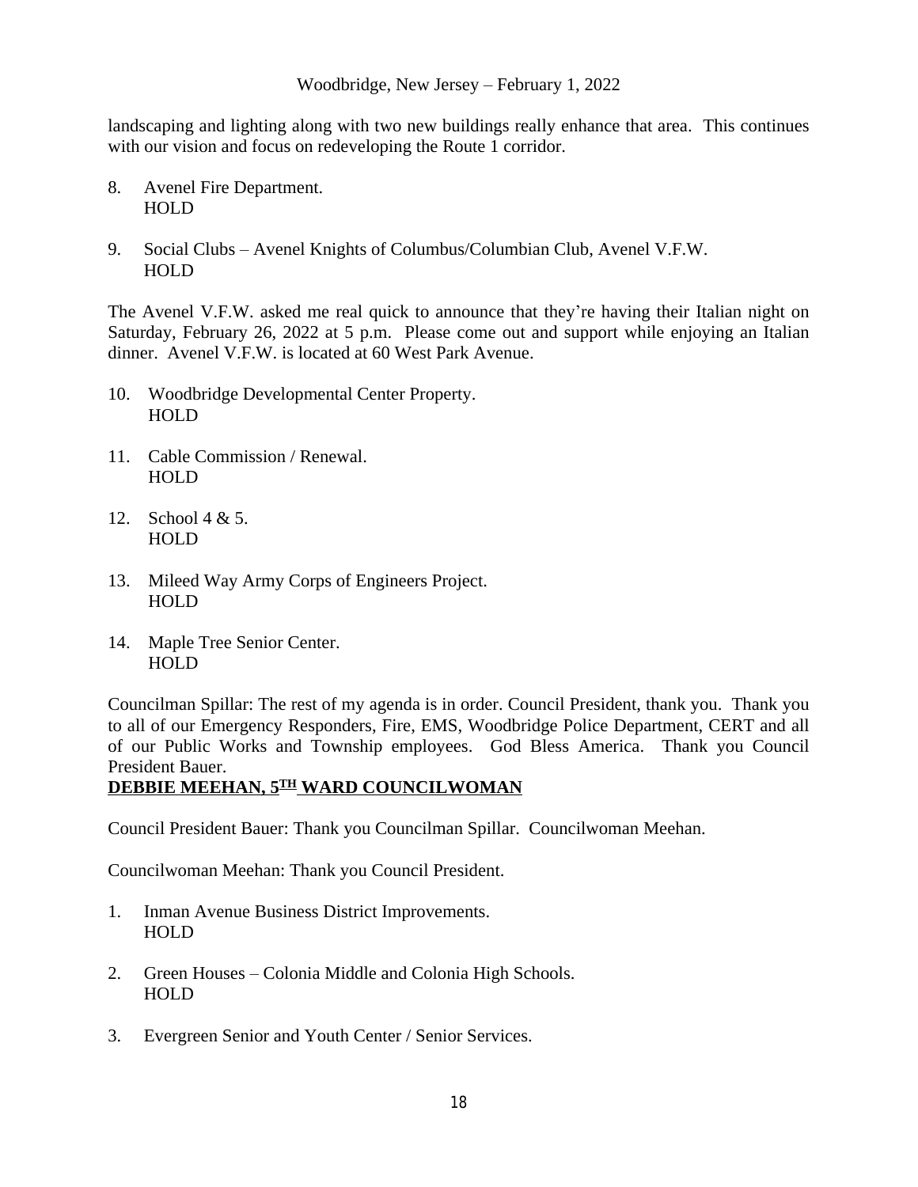landscaping and lighting along with two new buildings really enhance that area. This continues with our vision and focus on redeveloping the Route 1 corridor.

8. Avenel Fire Department.
   HOLD

9. Social Clubs – Avenel Knights of Columbus/Columbian Club, Avenel V.F.W.
   HOLD

The Avenel V.F.W. asked me real quick to announce that they're having their Italian night on Saturday, February 26, 2022 at 5 p.m. Please come out and support while enjoying an Italian dinner. Avenel V.F.W. is located at 60 West Park Avenue.

10. Woodbridge Developmental Center Property.
    HOLD

11. Cable Commission / Renewal.
    HOLD

12. School 4 & 5.
    HOLD

13. Mileed Way Army Corps of Engineers Project.
    HOLD

14. Maple Tree Senior Center.
    HOLD

Councilman Spillar: The rest of my agenda is in order. Council President, thank you. Thank you to all of our Emergency Responders, Fire, EMS, Woodbridge Police Department, CERT and all of our Public Works and Township employees. God Bless America. Thank you Council President Bauer.

**DEBBIE MEEHAN, 5TH WARD COUNCILWOMAN**

Council President Bauer: Thank you Councilman Spillar. Councilwoman Meehan.

Councilwoman Meehan: Thank you Council President.

1. Inman Avenue Business District Improvements.
   HOLD

2. Green Houses – Colonia Middle and Colonia High Schools.
   HOLD

3. Evergreen Senior and Youth Center / Senior Services.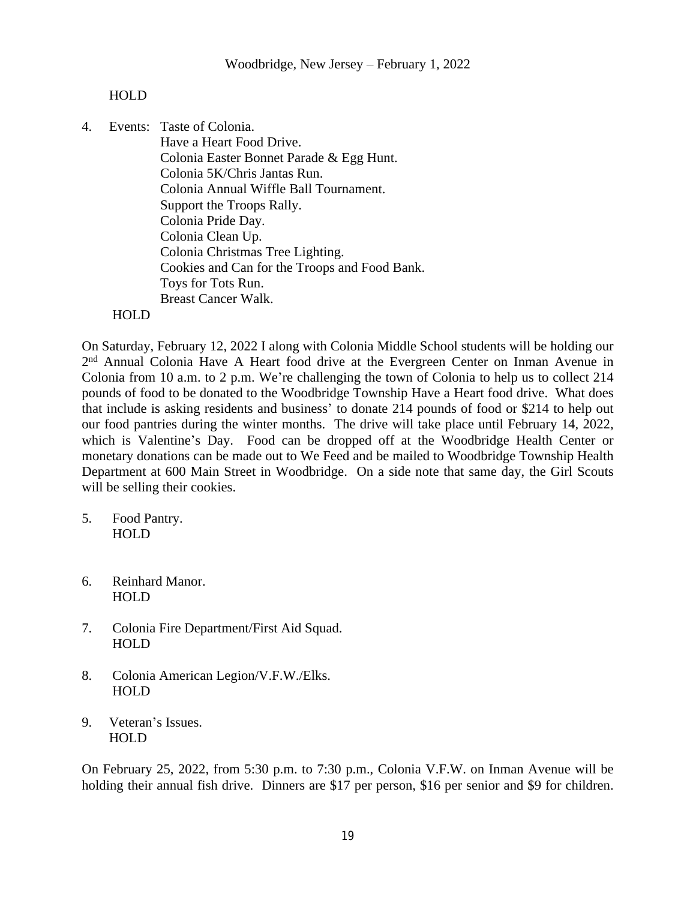HOLD

4. Events: Taste of Colonia.
   Have a Heart Food Drive.
   Colonia Easter Bonnet Parade & Egg Hunt.
   Colonia 5K/Chris Jantas Run.
   Colonia Annual Wiffle Ball Tournament.
   Support the Troops Rally.
   Colonia Pride Day.
   Colonia Clean Up.
   Colonia Christmas Tree Lighting.
   Cookies and Can for the Troops and Food Bank.
   Toys for Tots Run.
   Breast Cancer Walk.

   HOLD

On Saturday, February 12, 2022 I along with Colonia Middle School students will be holding our 2nd Annual Colonia Have A Heart food drive at the Evergreen Center on Inman Avenue in Colonia from 10 a.m. to 2 p.m. We're challenging the town of Colonia to help us to collect 214 pounds of food to be donated to the Woodbridge Township Have a Heart food drive. What does that include is asking residents and business' to donate 214 pounds of food or $214 to help out our food pantries during the winter months. The drive will take place until February 14, 2022, which is Valentine's Day. Food can be dropped off at the Woodbridge Health Center or monetary donations can be made out to We Feed and be mailed to Woodbridge Township Health Department at 600 Main Street in Woodbridge. On a side note that same day, the Girl Scouts will be selling their cookies.

5. Food Pantry.
   HOLD

6. Reinhard Manor.
   HOLD

7. Colonia Fire Department/First Aid Squad.
   HOLD

8. Colonia American Legion/V.F.W./Elks.
   HOLD

9. Veteran's Issues.
   HOLD

On February 25, 2022, from 5:30 p.m. to 7:30 p.m., Colonia V.F.W. on Inman Avenue will be holding their annual fish drive. Dinners are $17 per person, $16 per senior and $9 for children.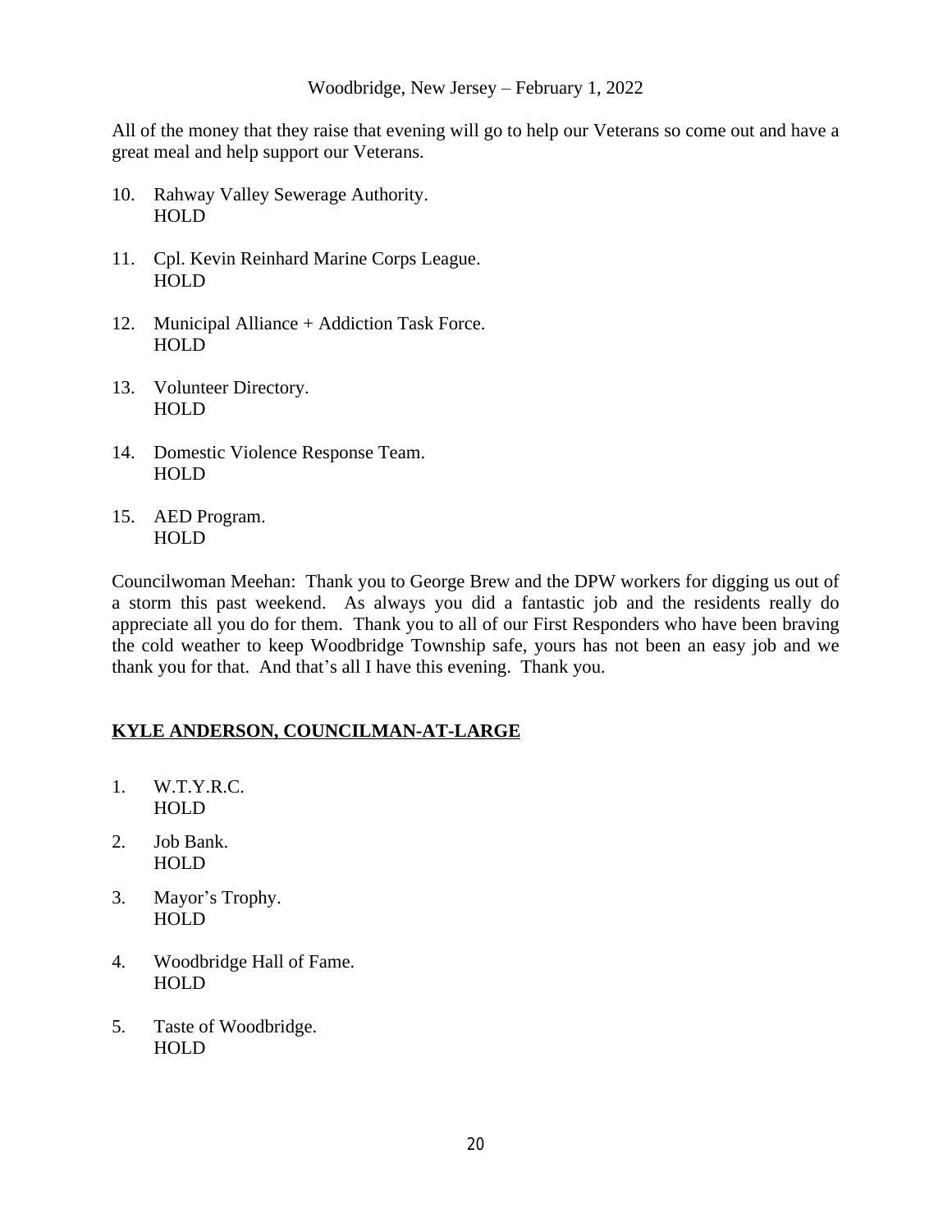All of the money that they raise that evening will go to help our Veterans so come out and have a great meal and help support our Veterans.

10. Rahway Valley Sewerage Authority.
    HOLD

11. Cpl. Kevin Reinhard Marine Corps League.
    HOLD

12. Municipal Alliance + Addiction Task Force.
    HOLD

13. Volunteer Directory.
    HOLD

14. Domestic Violence Response Team.
    HOLD

15. AED Program.
    HOLD

Councilwoman Meehan: Thank you to George Brew and the DPW workers for digging us out of a storm this past weekend. As always you did a fantastic job and the residents really do appreciate all you do for them. Thank you to all of our First Responders who have been braving the cold weather to keep Woodbridge Township safe, yours has not been an easy job and we thank you for that. And that's all I have this evening. Thank you.

## **KYLE ANDERSON, COUNCILMAN-AT-LARGE**

1. W.T.Y.R.C.
   HOLD

2. Job Bank.
   HOLD

3. Mayor's Trophy.
   HOLD

4. Woodbridge Hall of Fame.
   HOLD

5. Taste of Woodbridge.
   HOLD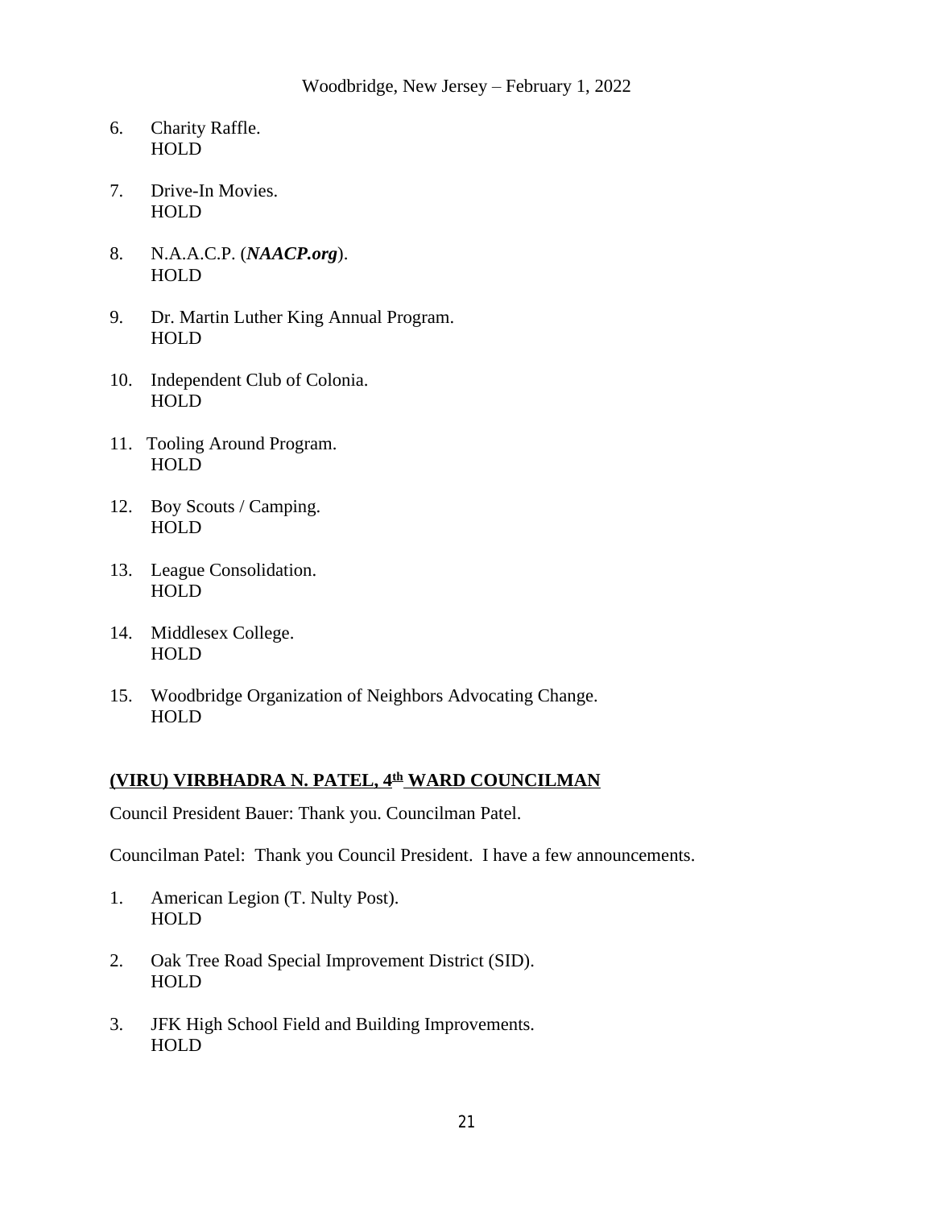6. Charity Raffle.
   HOLD

7. Drive-In Movies.
   HOLD

8. N.A.A.C.P. (***NAACP.org***).
   HOLD

9. Dr. Martin Luther King Annual Program.
   HOLD

10. Independent Club of Colonia.
    HOLD

11. Tooling Around Program.
    HOLD

12. Boy Scouts / Camping.
    HOLD

13. League Consolidation.
    HOLD

14. Middlesex College.
    HOLD

15. Woodbridge Organization of Neighbors Advocating Change.
    HOLD

**(VIRU) VIRBHADRA N. PATEL, 4th WARD COUNCILMAN**

Council President Bauer: Thank you. Councilman Patel.

Councilman Patel: Thank you Council President. I have a few announcements.

1. American Legion (T. Nulty Post).
   HOLD

2. Oak Tree Road Special Improvement District (SID).
   HOLD

3. JFK High School Field and Building Improvements.
   HOLD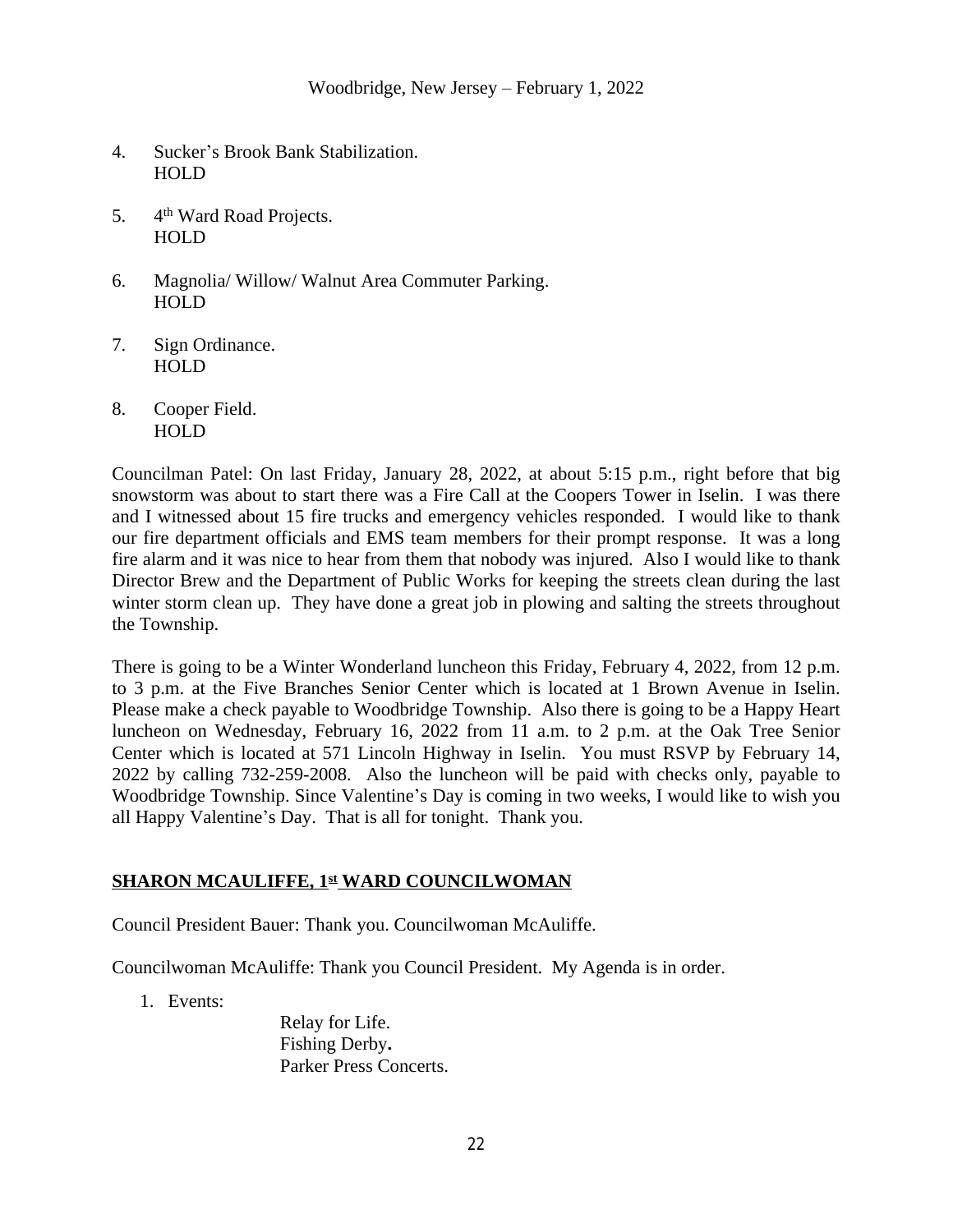4. Sucker's Brook Bank Stabilization.
   HOLD

5. 4th Ward Road Projects.
   HOLD

6. Magnolia/ Willow/ Walnut Area Commuter Parking.
   HOLD

7. Sign Ordinance.
   HOLD

8. Cooper Field.
   HOLD

Councilman Patel: On last Friday, January 28, 2022, at about 5:15 p.m., right before that big snowstorm was about to start there was a Fire Call at the Coopers Tower in Iselin. I was there and I witnessed about 15 fire trucks and emergency vehicles responded. I would like to thank our fire department officials and EMS team members for their prompt response. It was a long fire alarm and it was nice to hear from them that nobody was injured. Also I would like to thank Director Brew and the Department of Public Works for keeping the streets clean during the last winter storm clean up. They have done a great job in plowing and salting the streets throughout the Township.

There is going to be a Winter Wonderland luncheon this Friday, February 4, 2022, from 12 p.m. to 3 p.m. at the Five Branches Senior Center which is located at 1 Brown Avenue in Iselin. Please make a check payable to Woodbridge Township. Also there is going to be a Happy Heart luncheon on Wednesday, February 16, 2022 from 11 a.m. to 2 p.m. at the Oak Tree Senior Center which is located at 571 Lincoln Highway in Iselin. You must RSVP by February 14, 2022 by calling 732-259-2008. Also the luncheon will be paid with checks only, payable to Woodbridge Township. Since Valentine's Day is coming in two weeks, I would like to wish you all Happy Valentine's Day. That is all for tonight. Thank you.

## SHARON MCAULIFFE, 1st WARD COUNCILWOMAN

Council President Bauer: Thank you. Councilwoman McAuliffe.

Councilwoman McAuliffe: Thank you Council President. My Agenda is in order.

1. Events:
   - Relay for Life.
   - Fishing Derby**.**
   - Parker Press Concerts.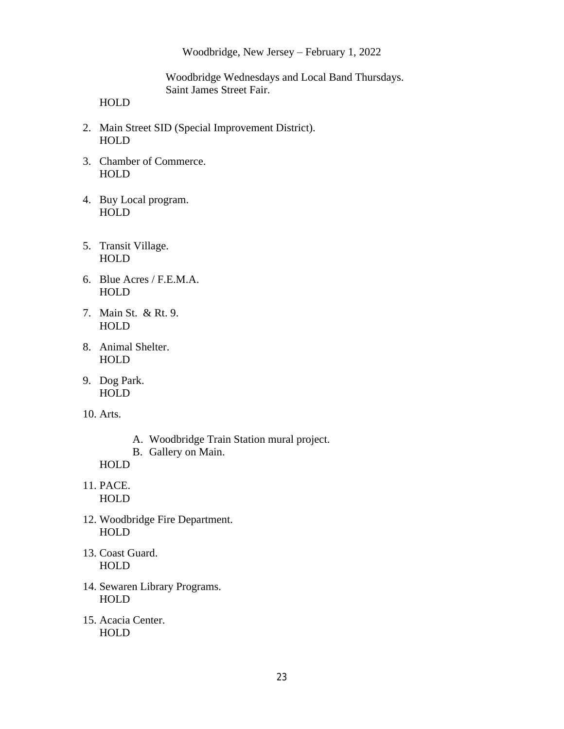Woodbridge, New Jersey – February 1, 2022

Woodbridge Wednesdays and Local Band Thursdays.
Saint James Street Fair.

HOLD

2. Main Street SID (Special Improvement District).
   HOLD

3. Chamber of Commerce.
   HOLD

4. Buy Local program.
   HOLD

5. Transit Village.
   HOLD

6. Blue Acres / F.E.M.A.
   HOLD

7. Main St. & Rt. 9.
   HOLD

8. Animal Shelter.
   HOLD

9. Dog Park.
   HOLD

10. Arts.

    A. Woodbridge Train Station mural project.
    B. Gallery on Main.

    HOLD

11. PACE.
    HOLD

12. Woodbridge Fire Department.
    HOLD

13. Coast Guard.
    HOLD

14. Sewaren Library Programs.
    HOLD

15. Acacia Center.
    HOLD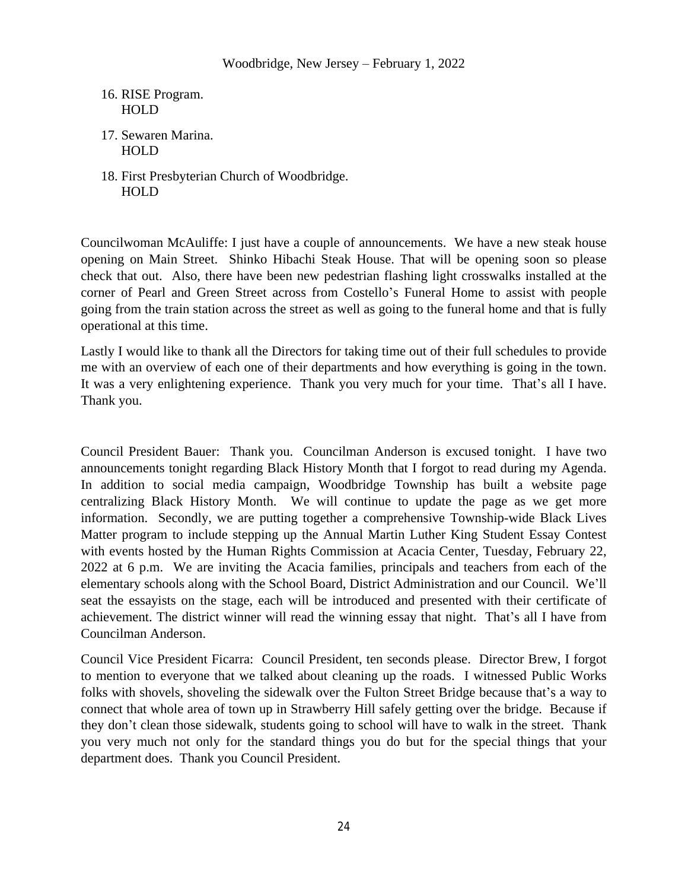16. RISE Program.
    HOLD

17. Sewaren Marina.
    HOLD

18. First Presbyterian Church of Woodbridge.
    HOLD

Councilwoman McAuliffe: I just have a couple of announcements. We have a new steak house opening on Main Street. Shinko Hibachi Steak House. That will be opening soon so please check that out. Also, there have been new pedestrian flashing light crosswalks installed at the corner of Pearl and Green Street across from Costello's Funeral Home to assist with people going from the train station across the street as well as going to the funeral home and that is fully operational at this time.

Lastly I would like to thank all the Directors for taking time out of their full schedules to provide me with an overview of each one of their departments and how everything is going in the town. It was a very enlightening experience. Thank you very much for your time. That's all I have. Thank you.

Council President Bauer: Thank you. Councilman Anderson is excused tonight. I have two announcements tonight regarding Black History Month that I forgot to read during my Agenda. In addition to social media campaign, Woodbridge Township has built a website page centralizing Black History Month. We will continue to update the page as we get more information. Secondly, we are putting together a comprehensive Township-wide Black Lives Matter program to include stepping up the Annual Martin Luther King Student Essay Contest with events hosted by the Human Rights Commission at Acacia Center, Tuesday, February 22, 2022 at 6 p.m. We are inviting the Acacia families, principals and teachers from each of the elementary schools along with the School Board, District Administration and our Council. We'll seat the essayists on the stage, each will be introduced and presented with their certificate of achievement. The district winner will read the winning essay that night. That's all I have from Councilman Anderson.

Council Vice President Ficarra: Council President, ten seconds please. Director Brew, I forgot to mention to everyone that we talked about cleaning up the roads. I witnessed Public Works folks with shovels, shoveling the sidewalk over the Fulton Street Bridge because that's a way to connect that whole area of town up in Strawberry Hill safely getting over the bridge. Because if they don't clean those sidewalk, students going to school will have to walk in the street. Thank you very much not only for the standard things you do but for the special things that your department does. Thank you Council President.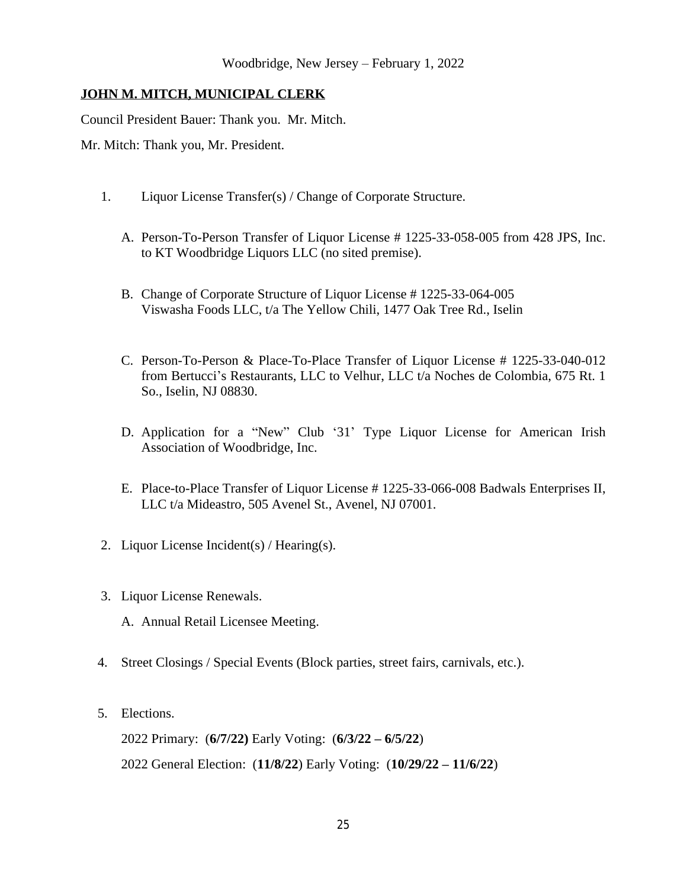Woodbridge, New Jersey – February 1, 2022

**JOHN M. MITCH, MUNICIPAL CLERK**

Council President Bauer: Thank you. Mr. Mitch.

Mr. Mitch: Thank you, Mr. President.

1. Liquor License Transfer(s) / Change of Corporate Structure.

   A. Person-To-Person Transfer of Liquor License # 1225-33-058-005 from 428 JPS, Inc. to KT Woodbridge Liquors LLC (no sited premise).

   B. Change of Corporate Structure of Liquor License # 1225-33-064-005 Viswasha Foods LLC, t/a The Yellow Chili, 1477 Oak Tree Rd., Iselin

   C. Person-To-Person & Place-To-Place Transfer of Liquor License # 1225-33-040-012 from Bertucci's Restaurants, LLC to Velhur, LLC t/a Noches de Colombia, 675 Rt. 1 So., Iselin, NJ 08830.

   D. Application for a "New" Club '31' Type Liquor License for American Irish Association of Woodbridge, Inc.

   E. Place-to-Place Transfer of Liquor License # 1225-33-066-008 Badwals Enterprises II, LLC t/a Mideastro, 505 Avenel St., Avenel, NJ 07001.

2. Liquor License Incident(s) / Hearing(s).

3. Liquor License Renewals.

   A. Annual Retail Licensee Meeting.

4. Street Closings / Special Events (Block parties, street fairs, carnivals, etc.).

5. Elections.

   2022 Primary: (**6/7/22)** Early Voting: (**6/3/22 – 6/5/22**)

   2022 General Election: (**11/8/22**) Early Voting: (**10/29/22 – 11/6/22**)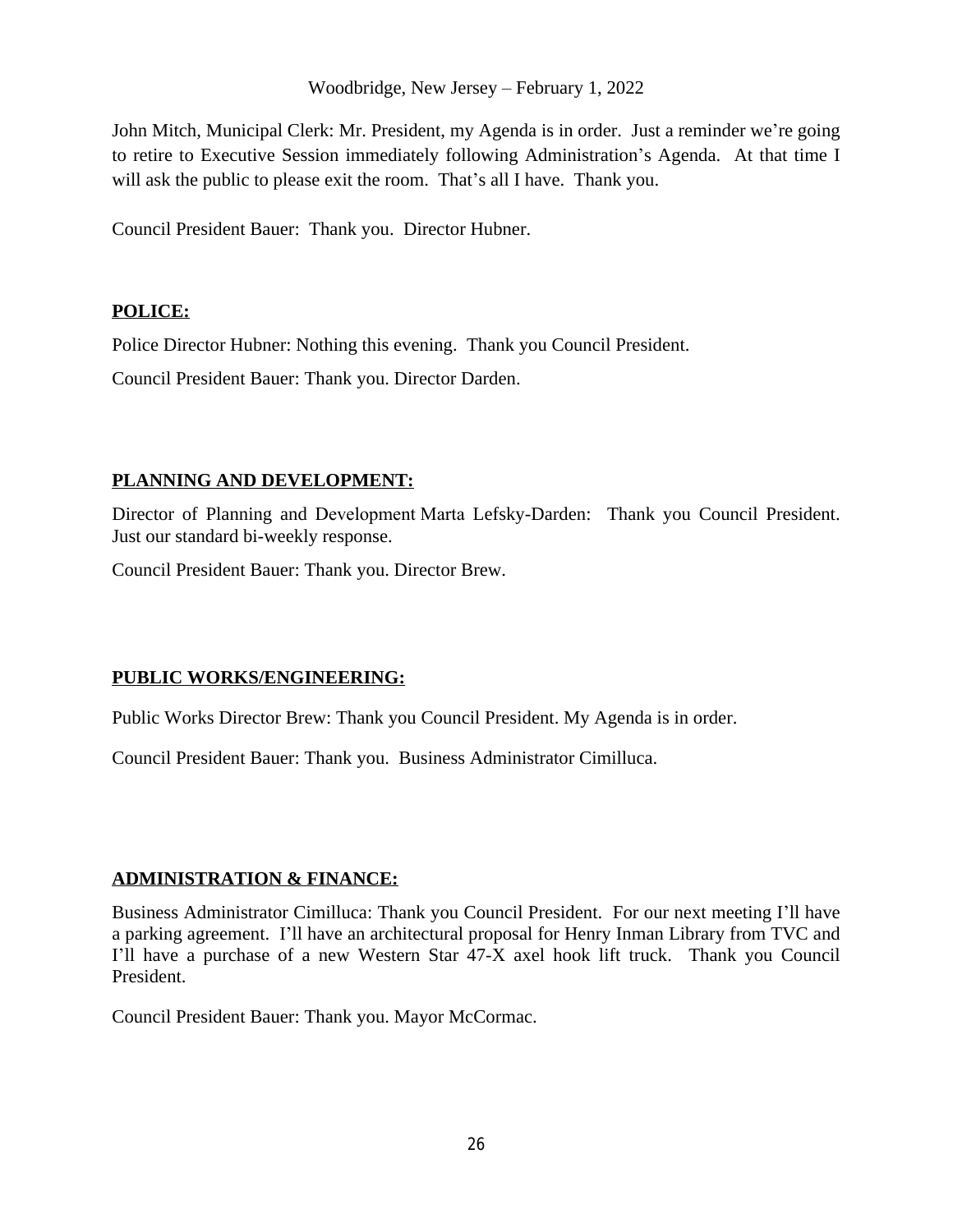John Mitch, Municipal Clerk: Mr. President, my Agenda is in order. Just a reminder we're going to retire to Executive Session immediately following Administration's Agenda. At that time I will ask the public to please exit the room. That's all I have. Thank you.

Council President Bauer: Thank you. Director Hubner.

**POLICE:**

Police Director Hubner: Nothing this evening. Thank you Council President.

Council President Bauer: Thank you. Director Darden.

**PLANNING AND DEVELOPMENT:**

Director of Planning and Development Marta Lefsky-Darden: Thank you Council President. Just our standard bi-weekly response.

Council President Bauer: Thank you. Director Brew.

**PUBLIC WORKS/ENGINEERING:**

Public Works Director Brew: Thank you Council President. My Agenda is in order.

Council President Bauer: Thank you. Business Administrator Cimilluca.

**ADMINISTRATION & FINANCE:**

Business Administrator Cimilluca: Thank you Council President. For our next meeting I'll have a parking agreement. I'll have an architectural proposal for Henry Inman Library from TVC and I'll have a purchase of a new Western Star 47-X axel hook lift truck. Thank you Council President.

Council President Bauer: Thank you. Mayor McCormac.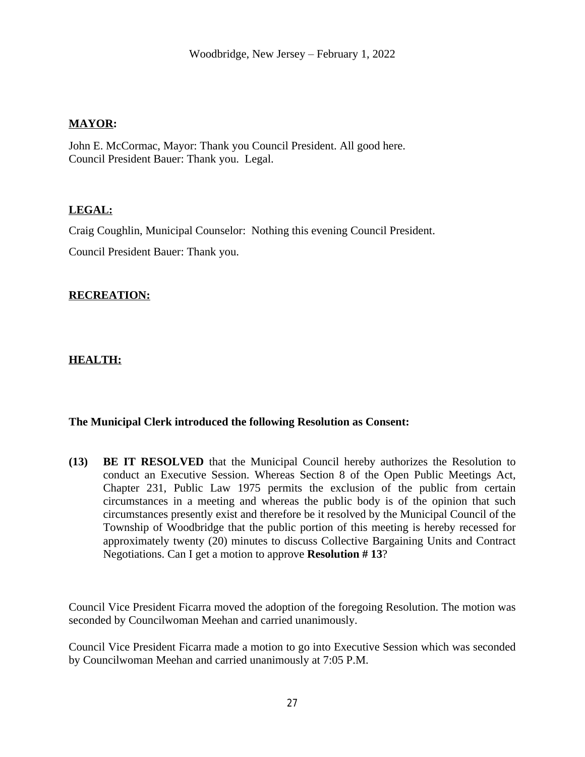**MAYOR:**

John E. McCormac, Mayor: Thank you Council President. All good here.
Council President Bauer: Thank you.  Legal.

**LEGAL:**

Craig Coughlin, Municipal Counselor:  Nothing this evening Council President.

Council President Bauer: Thank you.

**RECREATION:**

**HEALTH:**

**The Municipal Clerk introduced the following Resolution as Consent:**

**(13)** **BE IT RESOLVED** that the Municipal Council hereby authorizes the Resolution to conduct an Executive Session. Whereas Section 8 of the Open Public Meetings Act, Chapter 231, Public Law 1975 permits the exclusion of the public from certain circumstances in a meeting and whereas the public body is of the opinion that such circumstances presently exist and therefore be it resolved by the Municipal Council of the Township of Woodbridge that the public portion of this meeting is hereby recessed for approximately twenty (20) minutes to discuss Collective Bargaining Units and Contract Negotiations. Can I get a motion to approve **Resolution # 13**?

Council Vice President Ficarra moved the adoption of the foregoing Resolution. The motion was seconded by Councilwoman Meehan and carried unanimously.

Council Vice President Ficarra made a motion to go into Executive Session which was seconded by Councilwoman Meehan and carried unanimously at 7:05 P.M.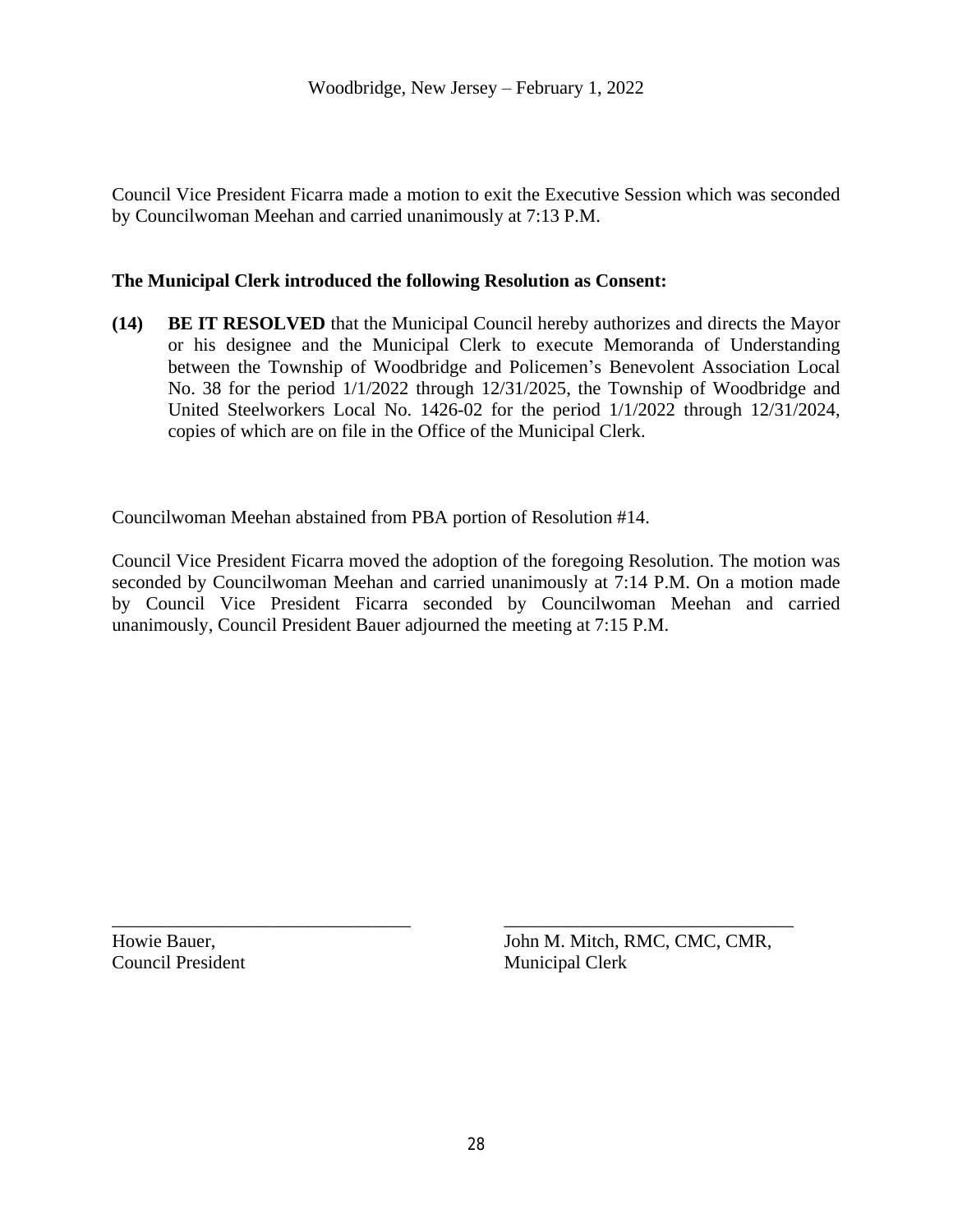Council Vice President Ficarra made a motion to exit the Executive Session which was seconded by Councilwoman Meehan and carried unanimously at 7:13 P.M.

**The Municipal Clerk introduced the following Resolution as Consent:**

**(14)** **BE IT RESOLVED** that the Municipal Council hereby authorizes and directs the Mayor or his designee and the Municipal Clerk to execute Memoranda of Understanding between the Township of Woodbridge and Policemen's Benevolent Association Local No. 38 for the period 1/1/2022 through 12/31/2025, the Township of Woodbridge and United Steelworkers Local No. 1426-02 for the period 1/1/2022 through 12/31/2024, copies of which are on file in the Office of the Municipal Clerk.

Councilwoman Meehan abstained from PBA portion of Resolution #14.

Council Vice President Ficarra moved the adoption of the foregoing Resolution. The motion was seconded by Councilwoman Meehan and carried unanimously at 7:14 P.M. On a motion made by Council Vice President Ficarra seconded by Councilwoman Meehan and carried unanimously, Council President Bauer adjourned the meeting at 7:15 P.M.

________________________________
Howie Bauer,
Council President

________________________________
John M. Mitch, RMC, CMC, CMR,
Municipal Clerk